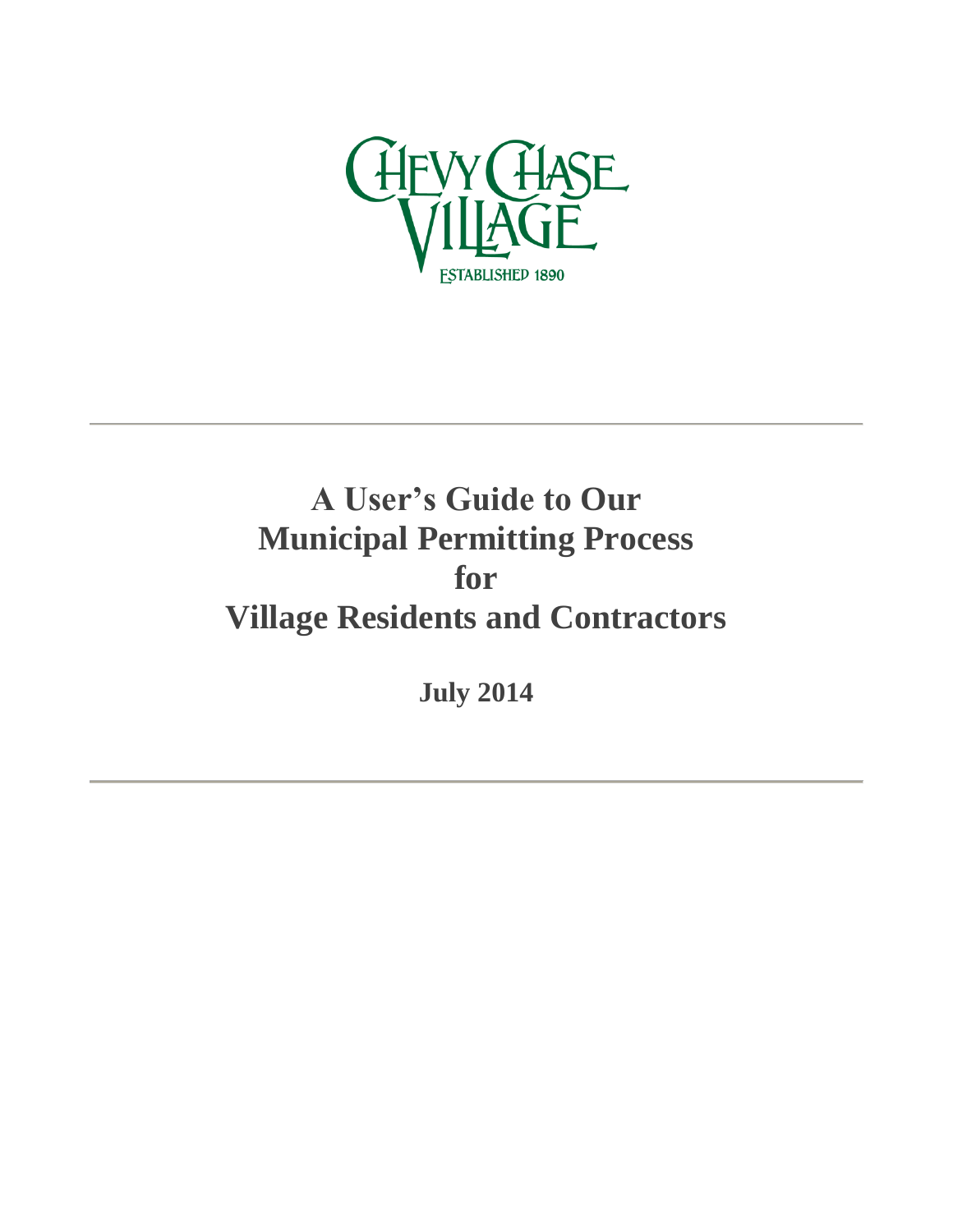CHEVY CHASE VILLAGE

ESTABLISHED 1890

# A User's Guide to Our Municipal Permitting Process for Village Residents and Contractors

**July 2014**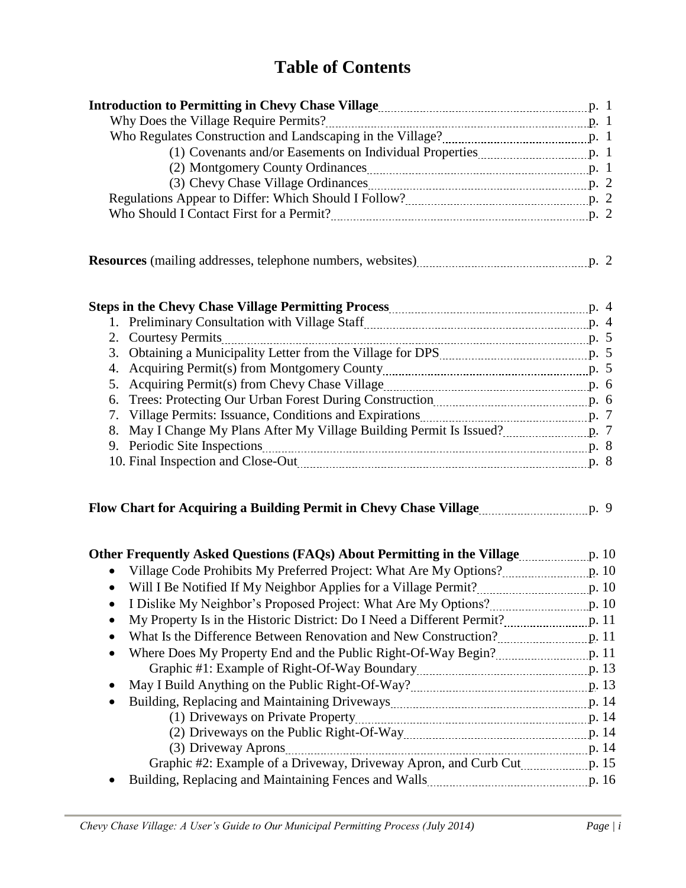# Table of Contents

**Introduction to Permitting in Chevy Chase Village** ..... p. 1
- Why Does the Village Require Permits? ..... p. 1
- Who Regulates Construction and Landscaping in the Village? ..... p. 1
  - (1) Covenants and/or Easements on Individual Properties ..... p. 1
  - (2) Montgomery County Ordinances ..... p. 1
  - (3) Chevy Chase Village Ordinances ..... p. 2
- Regulations Appear to Differ: Which Should I Follow? ..... p. 2
- Who Should I Contact First for a Permit? ..... p. 2

**Resources** (mailing addresses, telephone numbers, websites) ..... p. 2

**Steps in the Chevy Chase Village Permitting Process** ..... p. 4
1. Preliminary Consultation with Village Staff ..... p. 4
2. Courtesy Permits ..... p. 5
3. Obtaining a Municipality Letter from the Village for DPS ..... p. 5
4. Acquiring Permit(s) from Montgomery County ..... p. 5
5. Acquiring Permit(s) from Chevy Chase Village ..... p. 6
6. Trees: Protecting Our Urban Forest During Construction ..... p. 6
7. Village Permits: Issuance, Conditions and Expirations ..... p. 7
8. May I Change My Plans After My Village Building Permit Is Issued? ..... p. 7
9. Periodic Site Inspections ..... p. 8
10. Final Inspection and Close-Out ..... p. 8

**Flow Chart for Acquiring a Building Permit in Chevy Chase Village** ..... p. 9

**Other Frequently Asked Questions (FAQs) About Permitting in the Village** ..... p. 10
- Village Code Prohibits My Preferred Project: What Are My Options? ..... p. 10
- Will I Be Notified If My Neighbor Applies for a Village Permit? ..... p. 10
- I Dislike My Neighbor's Proposed Project: What Are My Options? ..... p. 10
- My Property Is in the Historic District: Do I Need a Different Permit? ..... p. 11
- What Is the Difference Between Renovation and New Construction? ..... p. 11
- Where Does My Property End and the Public Right-Of-Way Begin? ..... p. 11
  - Graphic #1: Example of Right-Of-Way Boundary ..... p. 13
- May I Build Anything on the Public Right-Of-Way? ..... p. 13
- Building, Replacing and Maintaining Driveways ..... p. 14
  - (1) Driveways on Private Property ..... p. 14
  - (2) Driveways on the Public Right-Of-Way ..... p. 14
  - (3) Driveway Aprons ..... p. 14
  - Graphic #2: Example of a Driveway, Driveway Apron, and Curb Cut ..... p. 15
- Building, Replacing and Maintaining Fences and Walls ..... p. 16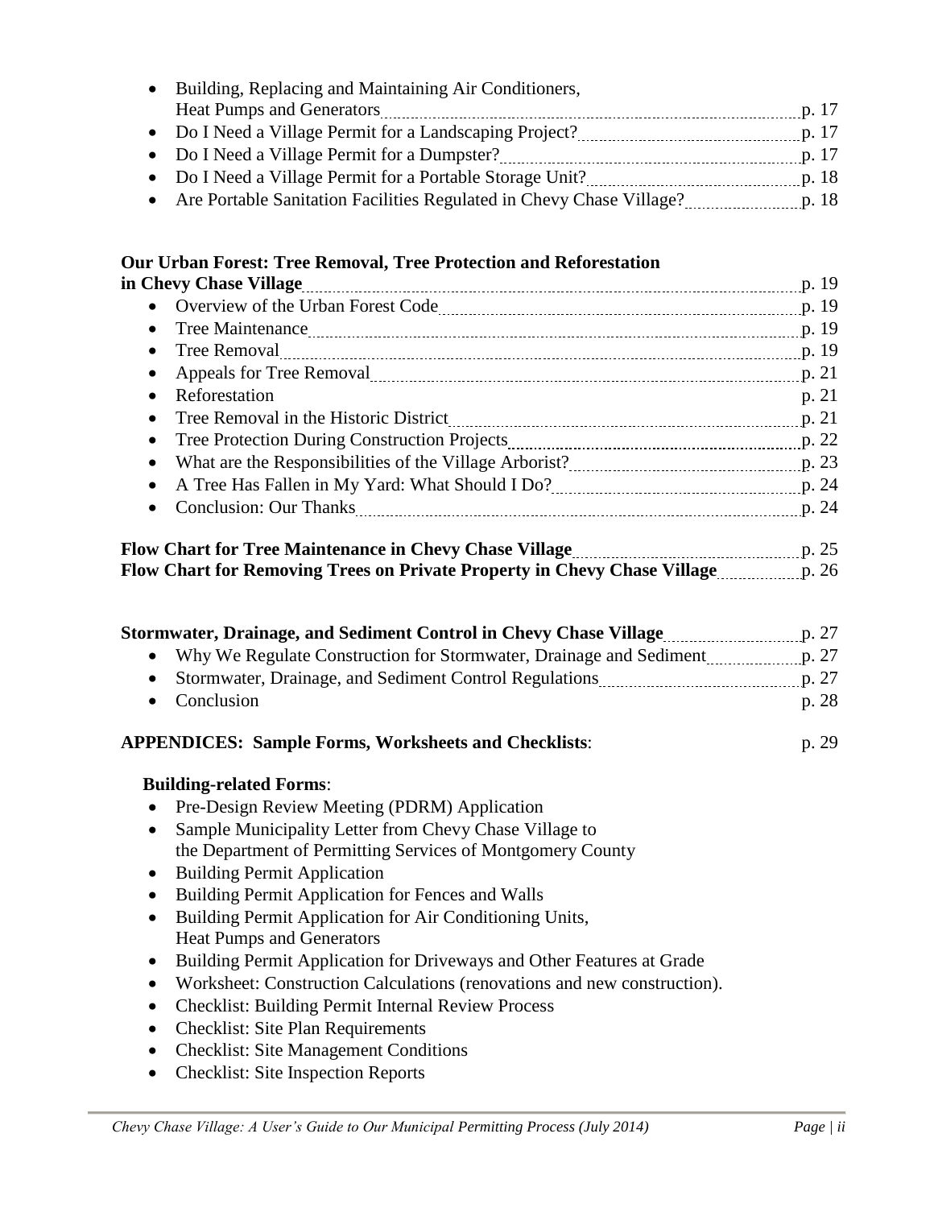- Building, Replacing and Maintaining Air Conditioners, Heat Pumps and Generators ........ p. 17
- Do I Need a Village Permit for a Landscaping Project? ........ p. 17
- Do I Need a Village Permit for a Dumpster? ........ p. 17
- Do I Need a Village Permit for a Portable Storage Unit? ........ p. 18
- Are Portable Sanitation Facilities Regulated in Chevy Chase Village? ........ p. 18

**Our Urban Forest: Tree Removal, Tree Protection and Reforestation in Chevy Chase Village** ........ p. 19

- Overview of the Urban Forest Code ........ p. 19
- Tree Maintenance ........ p. 19
- Tree Removal ........ p. 19
- Appeals for Tree Removal ........ p. 21
- Reforestation p. 21
- Tree Removal in the Historic District ........ p. 21
- Tree Protection During Construction Projects ........ p. 22
- What are the Responsibilities of the Village Arborist? ........ p. 23
- A Tree Has Fallen in My Yard: What Should I Do? ........ p. 24
- Conclusion: Our Thanks ........ p. 24

**Flow Chart for Tree Maintenance in Chevy Chase Village** ........ p. 25
**Flow Chart for Removing Trees on Private Property in Chevy Chase Village** ........ p. 26

**Stormwater, Drainage, and Sediment Control in Chevy Chase Village** ........ p. 27

- Why We Regulate Construction for Stormwater, Drainage and Sediment ........ p. 27
- Stormwater, Drainage, and Sediment Control Regulations ........ p. 27
- Conclusion p. 28

**APPENDICES: Sample Forms, Worksheets and Checklists**: p. 29

**Building-related Forms**:

- Pre-Design Review Meeting (PDRM) Application
- Sample Municipality Letter from Chevy Chase Village to the Department of Permitting Services of Montgomery County
- Building Permit Application
- Building Permit Application for Fences and Walls
- Building Permit Application for Air Conditioning Units, Heat Pumps and Generators
- Building Permit Application for Driveways and Other Features at Grade
- Worksheet: Construction Calculations (renovations and new construction).
- Checklist: Building Permit Internal Review Process
- Checklist: Site Plan Requirements
- Checklist: Site Management Conditions
- Checklist: Site Inspection Reports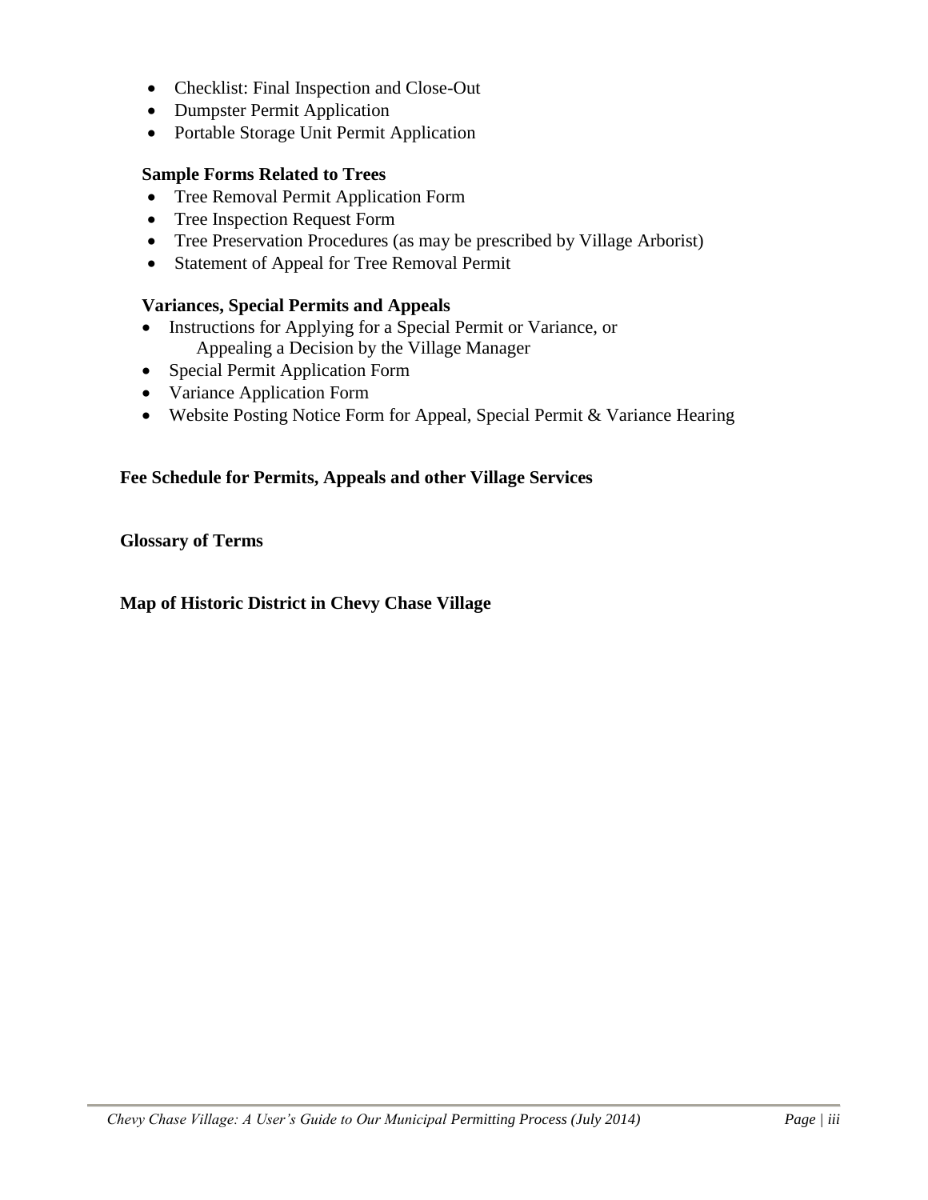- Checklist: Final Inspection and Close-Out
- Dumpster Permit Application
- Portable Storage Unit Permit Application

**Sample Forms Related to Trees**

- Tree Removal Permit Application Form
- Tree Inspection Request Form
- Tree Preservation Procedures (as may be prescribed by Village Arborist)
- Statement of Appeal for Tree Removal Permit

**Variances, Special Permits and Appeals**

- Instructions for Applying for a Special Permit or Variance, or Appealing a Decision by the Village Manager
- Special Permit Application Form
- Variance Application Form
- Website Posting Notice Form for Appeal, Special Permit & Variance Hearing

**Fee Schedule for Permits, Appeals and other Village Services**

**Glossary of Terms**

**Map of Historic District in Chevy Chase Village**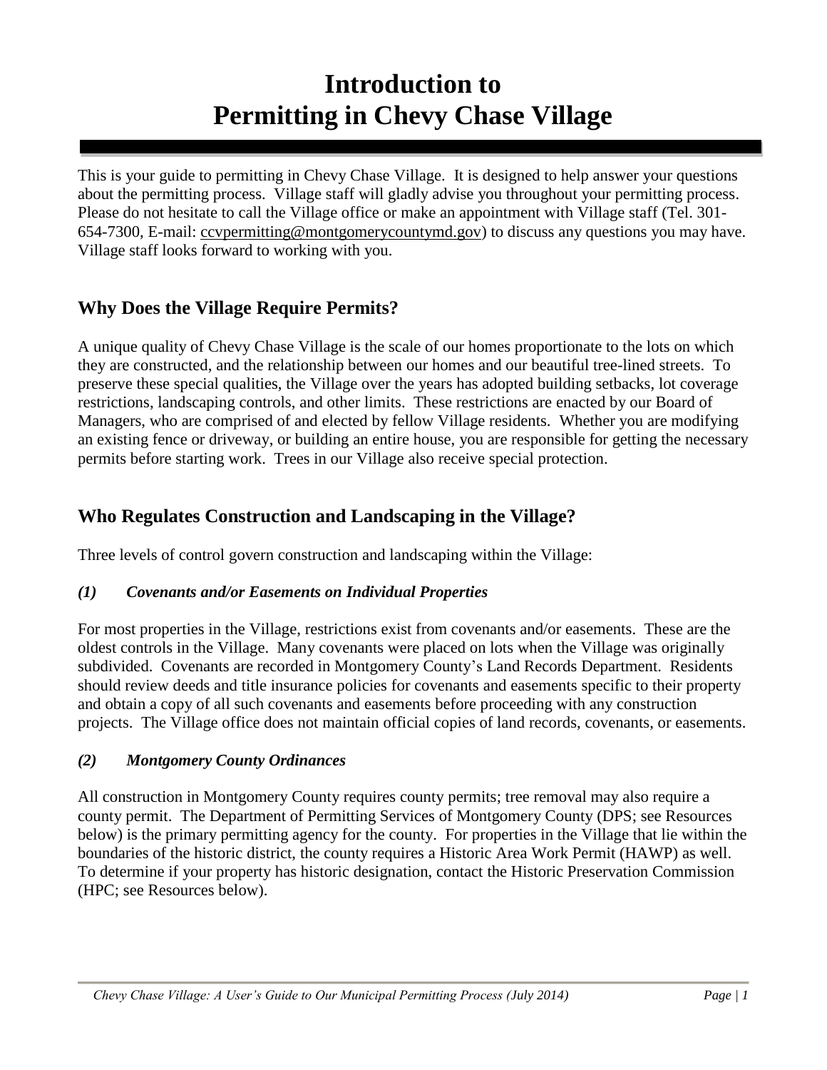# Introduction to Permitting in Chevy Chase Village

This is your guide to permitting in Chevy Chase Village. It is designed to help answer your questions about the permitting process. Village staff will gladly advise you throughout your permitting process. Please do not hesitate to call the Village office or make an appointment with Village staff (Tel. 301-654-7300, E-mail: ccvpermitting@montgomerycountymd.gov) to discuss any questions you may have. Village staff looks forward to working with you.

## Why Does the Village Require Permits?

A unique quality of Chevy Chase Village is the scale of our homes proportionate to the lots on which they are constructed, and the relationship between our homes and our beautiful tree-lined streets. To preserve these special qualities, the Village over the years has adopted building setbacks, lot coverage restrictions, landscaping controls, and other limits. These restrictions are enacted by our Board of Managers, who are comprised of and elected by fellow Village residents. Whether you are modifying an existing fence or driveway, or building an entire house, you are responsible for getting the necessary permits before starting work. Trees in our Village also receive special protection.

## Who Regulates Construction and Landscaping in the Village?

Three levels of control govern construction and landscaping within the Village:

### *(1) Covenants and/or Easements on Individual Properties*

For most properties in the Village, restrictions exist from covenants and/or easements. These are the oldest controls in the Village. Many covenants were placed on lots when the Village was originally subdivided. Covenants are recorded in Montgomery County's Land Records Department. Residents should review deeds and title insurance policies for covenants and easements specific to their property and obtain a copy of all such covenants and easements before proceeding with any construction projects. The Village office does not maintain official copies of land records, covenants, or easements.

### *(2) Montgomery County Ordinances*

All construction in Montgomery County requires county permits; tree removal may also require a county permit. The Department of Permitting Services of Montgomery County (DPS; see Resources below) is the primary permitting agency for the county. For properties in the Village that lie within the boundaries of the historic district, the county requires a Historic Area Work Permit (HAWP) as well. To determine if your property has historic designation, contact the Historic Preservation Commission (HPC; see Resources below).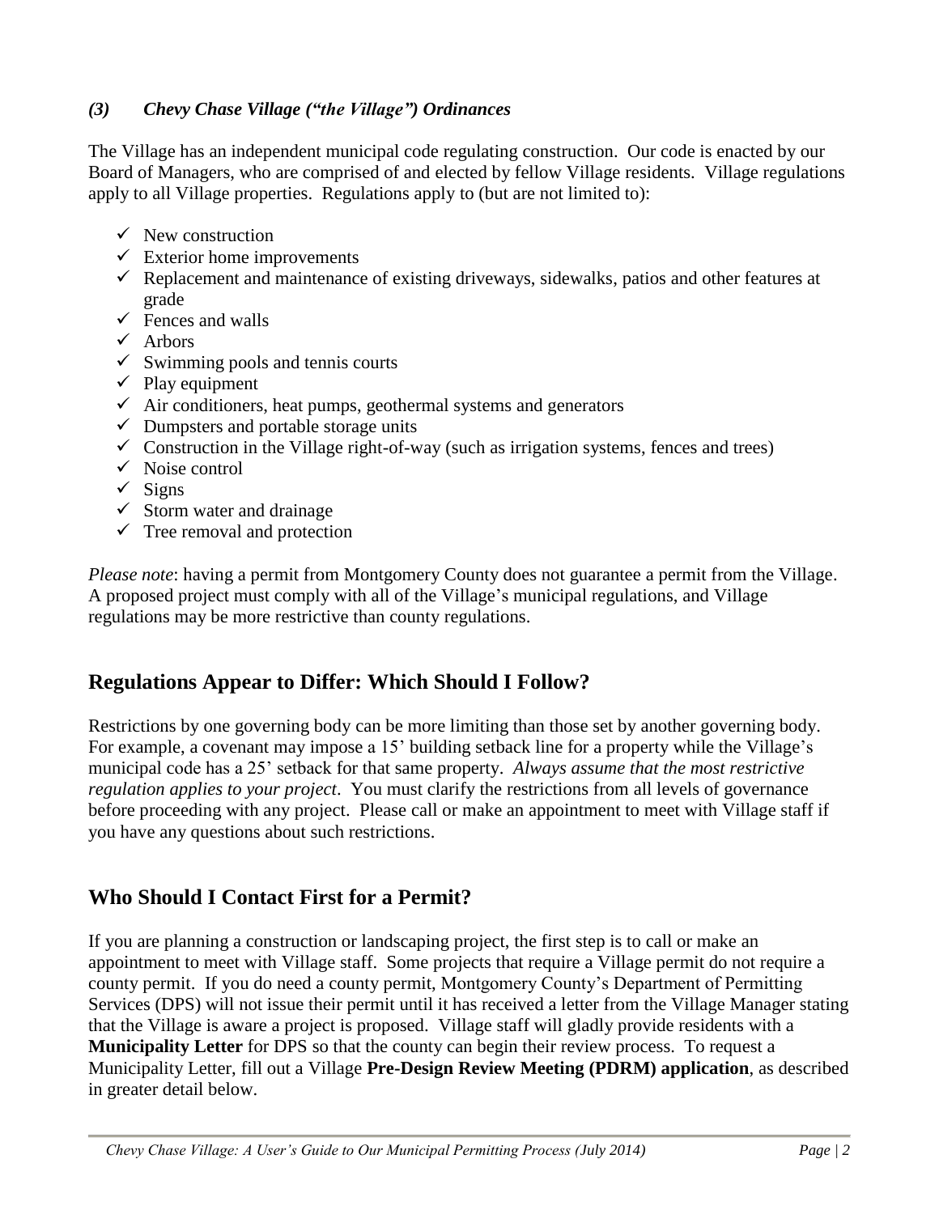### *(3) Chevy Chase Village ("the Village") Ordinances*

The Village has an independent municipal code regulating construction. Our code is enacted by our Board of Managers, who are comprised of and elected by fellow Village residents. Village regulations apply to all Village properties. Regulations apply to (but are not limited to):

- ✓ New construction
- ✓ Exterior home improvements
- ✓ Replacement and maintenance of existing driveways, sidewalks, patios and other features at grade
- ✓ Fences and walls
- ✓ Arbors
- ✓ Swimming pools and tennis courts
- ✓ Play equipment
- ✓ Air conditioners, heat pumps, geothermal systems and generators
- ✓ Dumpsters and portable storage units
- ✓ Construction in the Village right-of-way (such as irrigation systems, fences and trees)
- ✓ Noise control
- ✓ Signs
- ✓ Storm water and drainage
- ✓ Tree removal and protection

*Please note*: having a permit from Montgomery County does not guarantee a permit from the Village. A proposed project must comply with all of the Village's municipal regulations, and Village regulations may be more restrictive than county regulations.

## Regulations Appear to Differ: Which Should I Follow?

Restrictions by one governing body can be more limiting than those set by another governing body. For example, a covenant may impose a 15' building setback line for a property while the Village's municipal code has a 25' setback for that same property. *Always assume that the most restrictive regulation applies to your project*. You must clarify the restrictions from all levels of governance before proceeding with any project. Please call or make an appointment to meet with Village staff if you have any questions about such restrictions.

## Who Should I Contact First for a Permit?

If you are planning a construction or landscaping project, the first step is to call or make an appointment to meet with Village staff. Some projects that require a Village permit do not require a county permit. If you do need a county permit, Montgomery County's Department of Permitting Services (DPS) will not issue their permit until it has received a letter from the Village Manager stating that the Village is aware a project is proposed. Village staff will gladly provide residents with a **Municipality Letter** for DPS so that the county can begin their review process. To request a Municipality Letter, fill out a Village **Pre-Design Review Meeting (PDRM) application**, as described in greater detail below.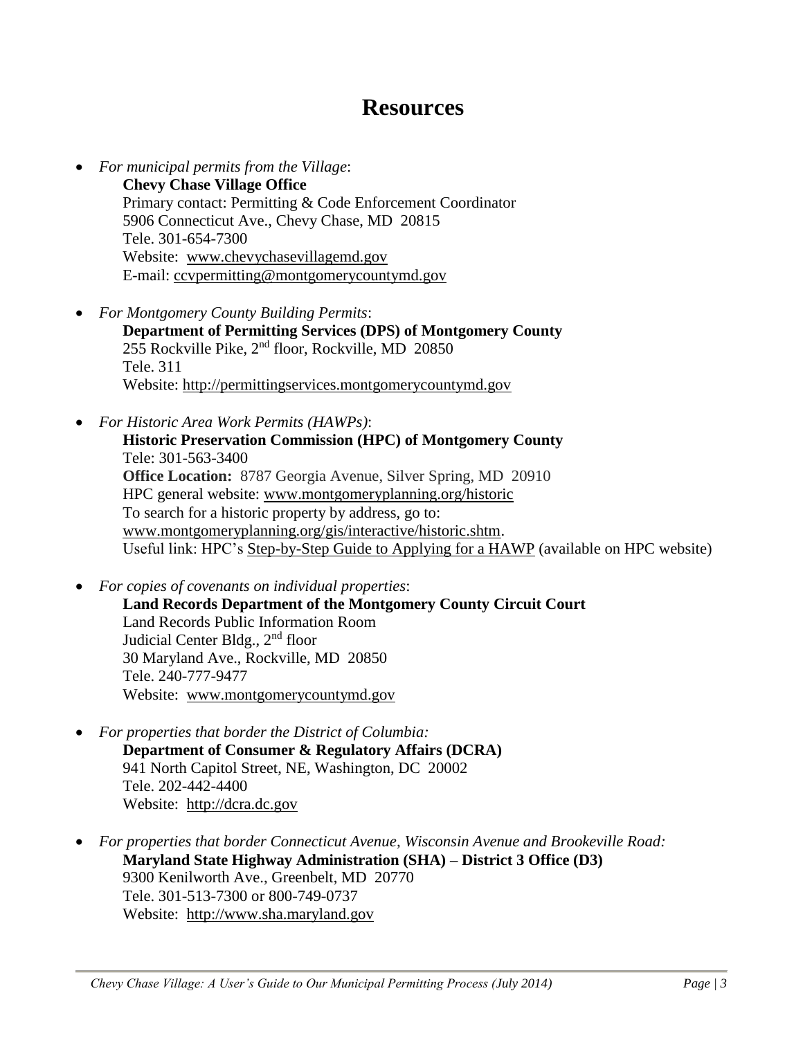# Resources

- *For municipal permits from the Village*:
  **Chevy Chase Village Office**
  Primary contact: Permitting & Code Enforcement Coordinator
  5906 Connecticut Ave., Chevy Chase, MD 20815
  Tele. 301-654-7300
  Website: www.chevychasevillagemd.gov
  E-mail: ccvpermitting@montgomerycountymd.gov

- *For Montgomery County Building Permits*:
  **Department of Permitting Services (DPS) of Montgomery County**
  255 Rockville Pike, 2nd floor, Rockville, MD 20850
  Tele. 311
  Website: http://permittingservices.montgomerycountymd.gov

- *For Historic Area Work Permits (HAWPs)*:
  **Historic Preservation Commission (HPC) of Montgomery County**
  Tele: 301-563-3400
  **Office Location:** 8787 Georgia Avenue, Silver Spring, MD 20910
  HPC general website: www.montgomeryplanning.org/historic
  To search for a historic property by address, go to:
  www.montgomeryplanning.org/gis/interactive/historic.shtm.
  Useful link: HPC's Step-by-Step Guide to Applying for a HAWP (available on HPC website)

- *For copies of covenants on individual properties*:
  **Land Records Department of the Montgomery County Circuit Court**
  Land Records Public Information Room
  Judicial Center Bldg., 2nd floor
  30 Maryland Ave., Rockville, MD 20850
  Tele. 240-777-9477
  Website: www.montgomerycountymd.gov

- *For properties that border the District of Columbia:*
  **Department of Consumer & Regulatory Affairs (DCRA)**
  941 North Capitol Street, NE, Washington, DC 20002
  Tele. 202-442-4400
  Website: http://dcra.dc.gov

- *For properties that border Connecticut Avenue, Wisconsin Avenue and Brookeville Road:*
  **Maryland State Highway Administration (SHA) – District 3 Office (D3)**
  9300 Kenilworth Ave., Greenbelt, MD 20770
  Tele. 301-513-7300 or 800-749-0737
  Website: http://www.sha.maryland.gov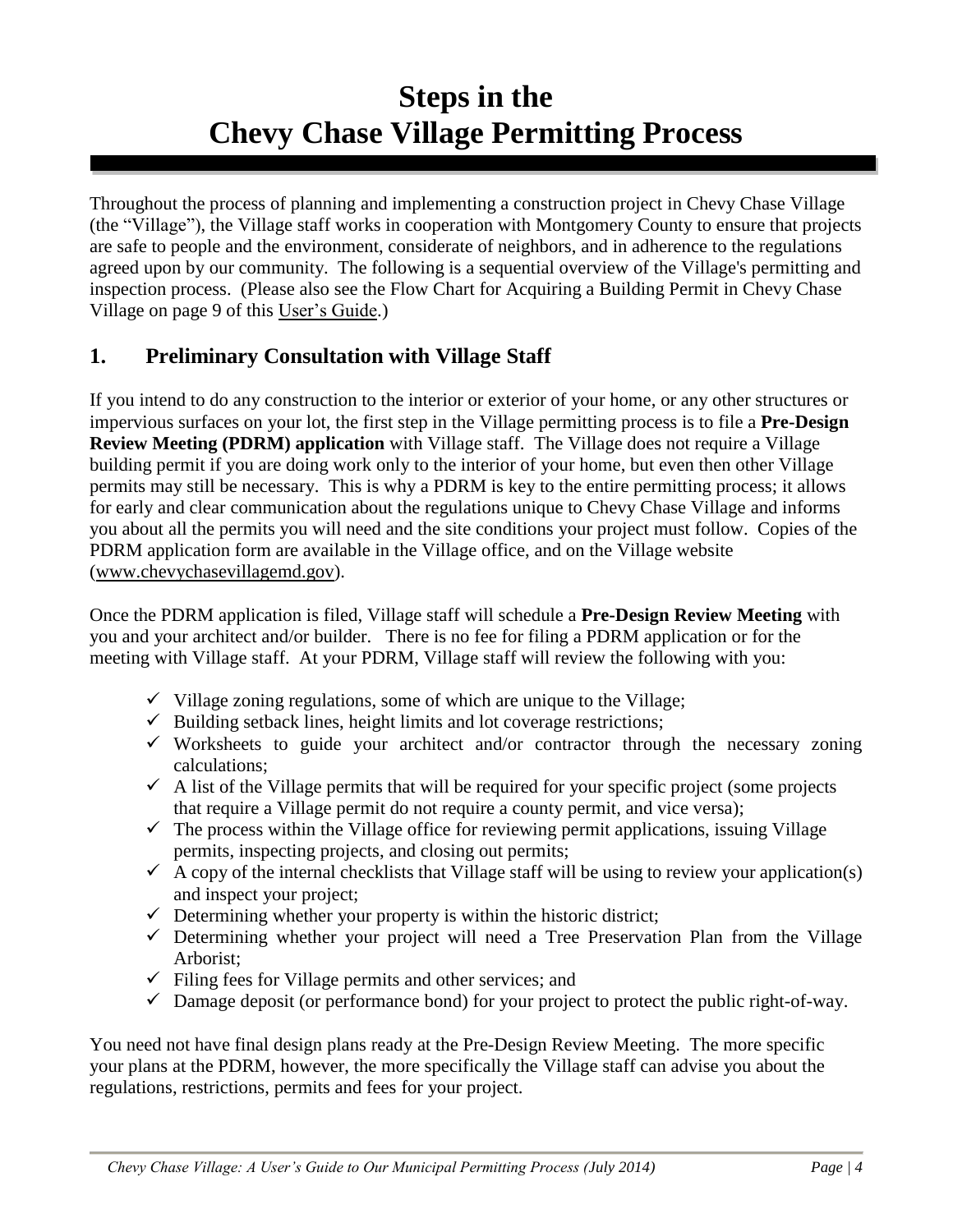# Steps in the Chevy Chase Village Permitting Process

Throughout the process of planning and implementing a construction project in Chevy Chase Village (the "Village"), the Village staff works in cooperation with Montgomery County to ensure that projects are safe to people and the environment, considerate of neighbors, and in adherence to the regulations agreed upon by our community. The following is a sequential overview of the Village's permitting and inspection process. (Please also see the Flow Chart for Acquiring a Building Permit in Chevy Chase Village on page 9 of this User's Guide.)

## 1. Preliminary Consultation with Village Staff

If you intend to do any construction to the interior or exterior of your home, or any other structures or impervious surfaces on your lot, the first step in the Village permitting process is to file a **Pre-Design Review Meeting (PDRM) application** with Village staff. The Village does not require a Village building permit if you are doing work only to the interior of your home, but even then other Village permits may still be necessary. This is why a PDRM is key to the entire permitting process; it allows for early and clear communication about the regulations unique to Chevy Chase Village and informs you about all the permits you will need and the site conditions your project must follow. Copies of the PDRM application form are available in the Village office, and on the Village website (www.chevychasevillagemd.gov).

Once the PDRM application is filed, Village staff will schedule a **Pre-Design Review Meeting** with you and your architect and/or builder. There is no fee for filing a PDRM application or for the meeting with Village staff. At your PDRM, Village staff will review the following with you:

- ✓ Village zoning regulations, some of which are unique to the Village;
- ✓ Building setback lines, height limits and lot coverage restrictions;
- ✓ Worksheets to guide your architect and/or contractor through the necessary zoning calculations;
- ✓ A list of the Village permits that will be required for your specific project (some projects that require a Village permit do not require a county permit, and vice versa);
- ✓ The process within the Village office for reviewing permit applications, issuing Village permits, inspecting projects, and closing out permits;
- ✓ A copy of the internal checklists that Village staff will be using to review your application(s) and inspect your project;
- ✓ Determining whether your property is within the historic district;
- ✓ Determining whether your project will need a Tree Preservation Plan from the Village Arborist;
- ✓ Filing fees for Village permits and other services; and
- ✓ Damage deposit (or performance bond) for your project to protect the public right-of-way.

You need not have final design plans ready at the Pre-Design Review Meeting. The more specific your plans at the PDRM, however, the more specifically the Village staff can advise you about the regulations, restrictions, permits and fees for your project.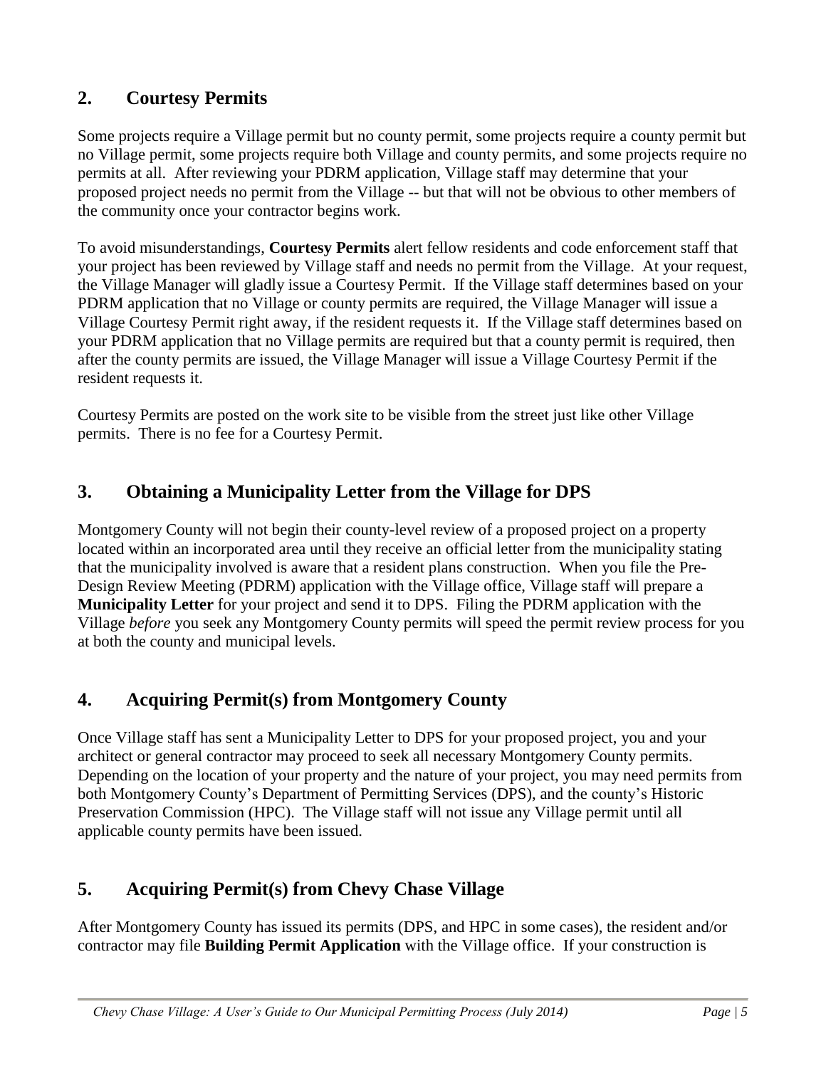## 2. Courtesy Permits

Some projects require a Village permit but no county permit, some projects require a county permit but no Village permit, some projects require both Village and county permits, and some projects require no permits at all. After reviewing your PDRM application, Village staff may determine that your proposed project needs no permit from the Village -- but that will not be obvious to other members of the community once your contractor begins work.

To avoid misunderstandings, **Courtesy Permits** alert fellow residents and code enforcement staff that your project has been reviewed by Village staff and needs no permit from the Village. At your request, the Village Manager will gladly issue a Courtesy Permit. If the Village staff determines based on your PDRM application that no Village or county permits are required, the Village Manager will issue a Village Courtesy Permit right away, if the resident requests it. If the Village staff determines based on your PDRM application that no Village permits are required but that a county permit is required, then after the county permits are issued, the Village Manager will issue a Village Courtesy Permit if the resident requests it.

Courtesy Permits are posted on the work site to be visible from the street just like other Village permits. There is no fee for a Courtesy Permit.

## 3. Obtaining a Municipality Letter from the Village for DPS

Montgomery County will not begin their county-level review of a proposed project on a property located within an incorporated area until they receive an official letter from the municipality stating that the municipality involved is aware that a resident plans construction. When you file the Pre-Design Review Meeting (PDRM) application with the Village office, Village staff will prepare a **Municipality Letter** for your project and send it to DPS. Filing the PDRM application with the Village *before* you seek any Montgomery County permits will speed the permit review process for you at both the county and municipal levels.

## 4. Acquiring Permit(s) from Montgomery County

Once Village staff has sent a Municipality Letter to DPS for your proposed project, you and your architect or general contractor may proceed to seek all necessary Montgomery County permits. Depending on the location of your property and the nature of your project, you may need permits from both Montgomery County's Department of Permitting Services (DPS), and the county's Historic Preservation Commission (HPC). The Village staff will not issue any Village permit until all applicable county permits have been issued.

## 5. Acquiring Permit(s) from Chevy Chase Village

After Montgomery County has issued its permits (DPS, and HPC in some cases), the resident and/or contractor may file **Building Permit Application** with the Village office. If your construction is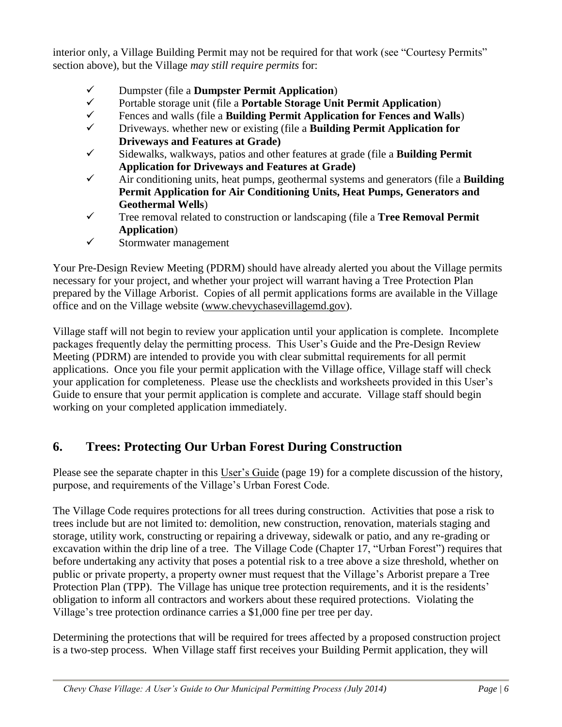interior only, a Village Building Permit may not be required for that work (see "Courtesy Permits" section above), but the Village *may still require permits* for:

- ✓ Dumpster (file a **Dumpster Permit Application**)
- ✓ Portable storage unit (file a **Portable Storage Unit Permit Application**)
- ✓ Fences and walls (file a **Building Permit Application for Fences and Walls**)
- ✓ Driveways. whether new or existing (file a **Building Permit Application for Driveways and Features at Grade)**
- ✓ Sidewalks, walkways, patios and other features at grade (file a **Building Permit Application for Driveways and Features at Grade)**
- ✓ Air conditioning units, heat pumps, geothermal systems and generators (file a **Building Permit Application for Air Conditioning Units, Heat Pumps, Generators and Geothermal Wells**)
- ✓ Tree removal related to construction or landscaping (file a **Tree Removal Permit Application**)
- ✓ Stormwater management

Your Pre-Design Review Meeting (PDRM) should have already alerted you about the Village permits necessary for your project, and whether your project will warrant having a Tree Protection Plan prepared by the Village Arborist. Copies of all permit applications forms are available in the Village office and on the Village website (www.chevychasevillagemd.gov).

Village staff will not begin to review your application until your application is complete. Incomplete packages frequently delay the permitting process. This User's Guide and the Pre-Design Review Meeting (PDRM) are intended to provide you with clear submittal requirements for all permit applications. Once you file your permit application with the Village office, Village staff will check your application for completeness. Please use the checklists and worksheets provided in this User's Guide to ensure that your permit application is complete and accurate. Village staff should begin working on your completed application immediately.

## 6. Trees: Protecting Our Urban Forest During Construction

Please see the separate chapter in this User's Guide (page 19) for a complete discussion of the history, purpose, and requirements of the Village's Urban Forest Code.

The Village Code requires protections for all trees during construction. Activities that pose a risk to trees include but are not limited to: demolition, new construction, renovation, materials staging and storage, utility work, constructing or repairing a driveway, sidewalk or patio, and any re-grading or excavation within the drip line of a tree. The Village Code (Chapter 17, "Urban Forest") requires that before undertaking any activity that poses a potential risk to a tree above a size threshold, whether on public or private property, a property owner must request that the Village's Arborist prepare a Tree Protection Plan (TPP). The Village has unique tree protection requirements, and it is the residents' obligation to inform all contractors and workers about these required protections. Violating the Village's tree protection ordinance carries a $1,000 fine per tree per day.

Determining the protections that will be required for trees affected by a proposed construction project is a two-step process. When Village staff first receives your Building Permit application, they will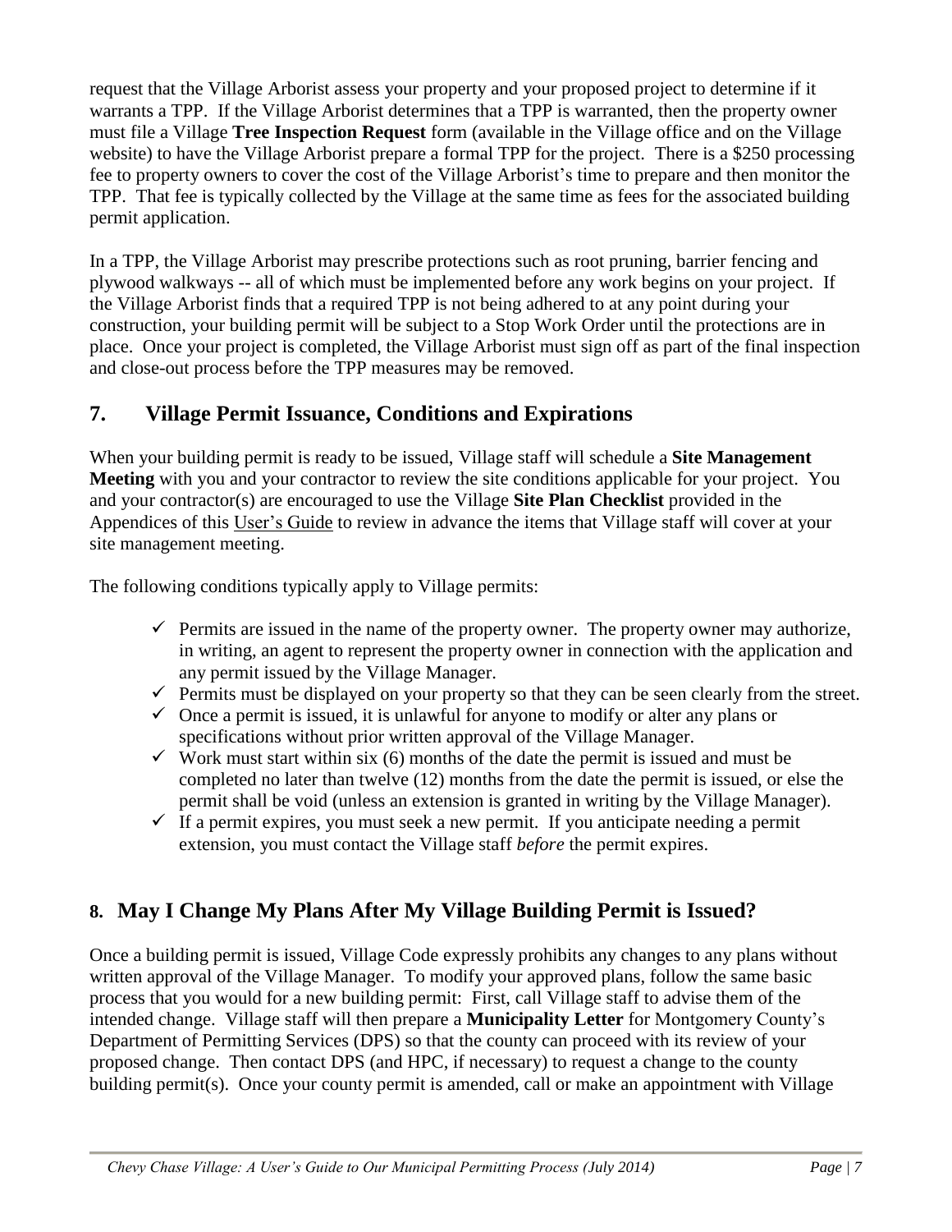request that the Village Arborist assess your property and your proposed project to determine if it warrants a TPP. If the Village Arborist determines that a TPP is warranted, then the property owner must file a Village **Tree Inspection Request** form (available in the Village office and on the Village website) to have the Village Arborist prepare a formal TPP for the project. There is a $250 processing fee to property owners to cover the cost of the Village Arborist's time to prepare and then monitor the TPP. That fee is typically collected by the Village at the same time as fees for the associated building permit application.

In a TPP, the Village Arborist may prescribe protections such as root pruning, barrier fencing and plywood walkways -- all of which must be implemented before any work begins on your project. If the Village Arborist finds that a required TPP is not being adhered to at any point during your construction, your building permit will be subject to a Stop Work Order until the protections are in place. Once your project is completed, the Village Arborist must sign off as part of the final inspection and close-out process before the TPP measures may be removed.

## 7. Village Permit Issuance, Conditions and Expirations

When your building permit is ready to be issued, Village staff will schedule a **Site Management Meeting** with you and your contractor to review the site conditions applicable for your project. You and your contractor(s) are encouraged to use the Village **Site Plan Checklist** provided in the Appendices of this User's Guide to review in advance the items that Village staff will cover at your site management meeting.

The following conditions typically apply to Village permits:

- ✓ Permits are issued in the name of the property owner. The property owner may authorize, in writing, an agent to represent the property owner in connection with the application and any permit issued by the Village Manager.
- ✓ Permits must be displayed on your property so that they can be seen clearly from the street.
- ✓ Once a permit is issued, it is unlawful for anyone to modify or alter any plans or specifications without prior written approval of the Village Manager.
- ✓ Work must start within six (6) months of the date the permit is issued and must be completed no later than twelve (12) months from the date the permit is issued, or else the permit shall be void (unless an extension is granted in writing by the Village Manager).
- ✓ If a permit expires, you must seek a new permit. If you anticipate needing a permit extension, you must contact the Village staff *before* the permit expires.

## 8. May I Change My Plans After My Village Building Permit is Issued?

Once a building permit is issued, Village Code expressly prohibits any changes to any plans without written approval of the Village Manager. To modify your approved plans, follow the same basic process that you would for a new building permit: First, call Village staff to advise them of the intended change. Village staff will then prepare a **Municipality Letter** for Montgomery County's Department of Permitting Services (DPS) so that the county can proceed with its review of your proposed change. Then contact DPS (and HPC, if necessary) to request a change to the county building permit(s). Once your county permit is amended, call or make an appointment with Village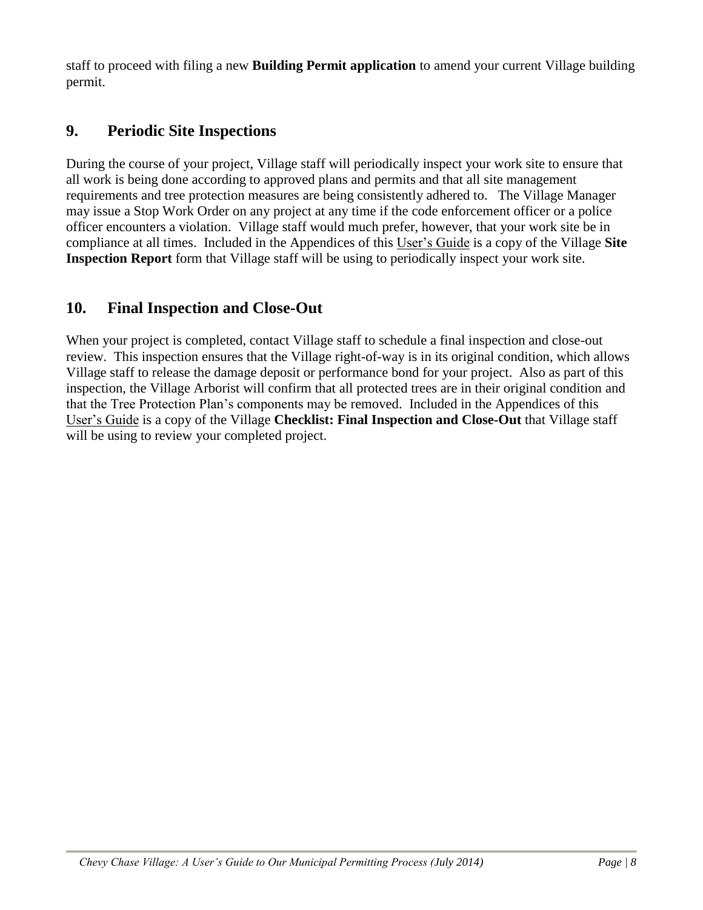staff to proceed with filing a new **Building Permit application** to amend your current Village building permit.

## 9. Periodic Site Inspections

During the course of your project, Village staff will periodically inspect your work site to ensure that all work is being done according to approved plans and permits and that all site management requirements and tree protection measures are being consistently adhered to. The Village Manager may issue a Stop Work Order on any project at any time if the code enforcement officer or a police officer encounters a violation. Village staff would much prefer, however, that your work site be in compliance at all times. Included in the Appendices of this User's Guide is a copy of the Village **Site Inspection Report** form that Village staff will be using to periodically inspect your work site.

## 10. Final Inspection and Close-Out

When your project is completed, contact Village staff to schedule a final inspection and close-out review. This inspection ensures that the Village right-of-way is in its original condition, which allows Village staff to release the damage deposit or performance bond for your project. Also as part of this inspection, the Village Arborist will confirm that all protected trees are in their original condition and that the Tree Protection Plan's components may be removed. Included in the Appendices of this User's Guide is a copy of the Village **Checklist: Final Inspection and Close-Out** that Village staff will be using to review your completed project.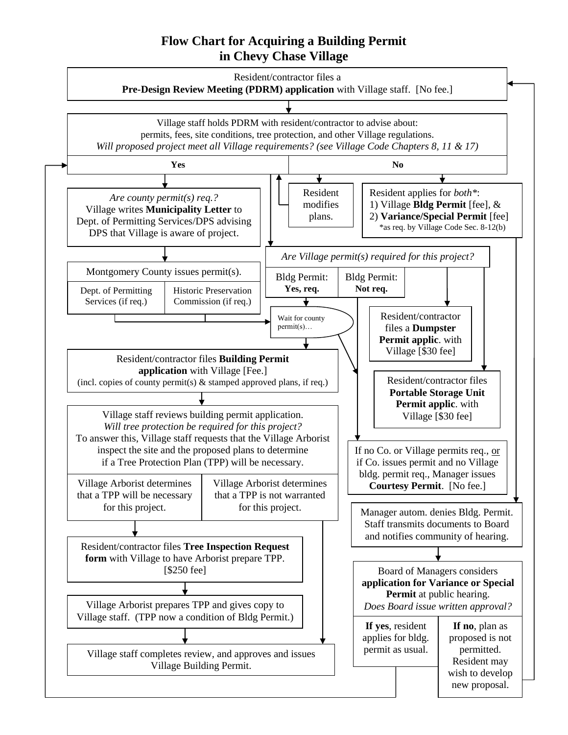# Flow Chart for Acquiring a Building Permit in Chevy Chase Village

Resident/contractor files a **Pre-Design Review Meeting (PDRM) application** with Village staff. [No fee.]

Village staff holds PDRM with resident/contractor to advise about: permits, fees, site conditions, tree protection, and other Village regulations.
*Will proposed project meet all Village requirements? (see Village Code Chapters 8, 11 & 17)*

| Yes | No |
|---|---|

**Yes:**

*Are county permit(s) req.?*
Village writes **Municipality Letter** to Dept. of Permitting Services/DPS advising DPS that Village is aware of project.

Montgomery County issues permit(s).

| Dept. of Permitting Services (if req.) | Historic Preservation Commission (if req.) |
|---|---|

*Are Village permit(s) required for this project?*

| Bldg Permit: **Yes, req.** | Bldg Permit: **Not req.** |
|---|---|

Wait for county permit(s)…

Resident/contractor files a **Dumpster Permit applic**. with Village [$30 fee]

Resident/contractor files **Portable Storage Unit Permit applic**. with Village [$30 fee]

If no Co. or Village permits req., or if Co. issues permit and no Village bldg. permit req., Manager issues **Courtesy Permit**. [No fee.]

Resident/contractor files **Building Permit application** with Village [Fee.]
(incl. copies of county permit(s) & stamped approved plans, if req.)

Village staff reviews building permit application.
*Will tree protection be required for this project?*
To answer this, Village staff requests that the Village Arborist inspect the site and the proposed plans to determine if a Tree Protection Plan (TPP) will be necessary.

| Village Arborist determines that a TPP will be necessary for this project. | Village Arborist determines that a TPP is not warranted for this project. |
|---|---|

Resident/contractor files **Tree Inspection Request form** with Village to have Arborist prepare TPP. [$250 fee]

Village Arborist prepares TPP and gives copy to Village staff. (TPP now a condition of Bldg Permit.)

Village staff completes review, and approves and issues Village Building Permit.

**No:**

Resident modifies plans.

Resident applies for *both**:
1) Village **Bldg Permit** [fee], &
2) **Variance/Special Permit** [fee]
*as req. by Village Code Sec. 8-12(b)

Manager autom. denies Bldg. Permit. Staff transmits documents to Board and notifies community of hearing.

Board of Managers considers **application for Variance or Special Permit** at public hearing.
*Does Board issue written approval?*

| **If yes**, resident applies for bldg. permit as usual. | **If no**, plan as proposed is not permitted. Resident may wish to develop new proposal. |
|---|---|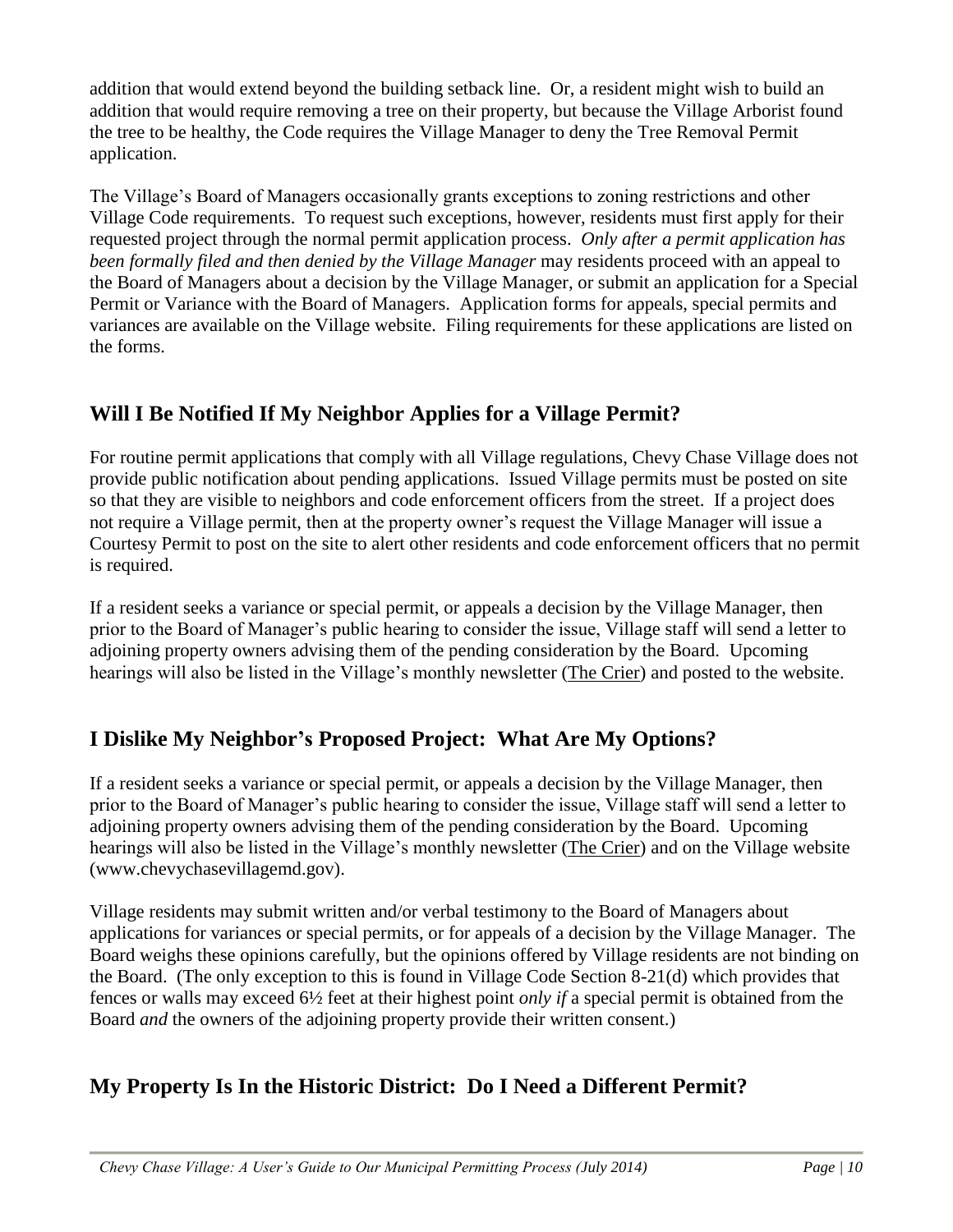addition that would extend beyond the building setback line. Or, a resident might wish to build an addition that would require removing a tree on their property, but because the Village Arborist found the tree to be healthy, the Code requires the Village Manager to deny the Tree Removal Permit application.

The Village's Board of Managers occasionally grants exceptions to zoning restrictions and other Village Code requirements. To request such exceptions, however, residents must first apply for their requested project through the normal permit application process. *Only after a permit application has been formally filed and then denied by the Village Manager* may residents proceed with an appeal to the Board of Managers about a decision by the Village Manager, or submit an application for a Special Permit or Variance with the Board of Managers. Application forms for appeals, special permits and variances are available on the Village website. Filing requirements for these applications are listed on the forms.

## Will I Be Notified If My Neighbor Applies for a Village Permit?

For routine permit applications that comply with all Village regulations, Chevy Chase Village does not provide public notification about pending applications. Issued Village permits must be posted on site so that they are visible to neighbors and code enforcement officers from the street. If a project does not require a Village permit, then at the property owner's request the Village Manager will issue a Courtesy Permit to post on the site to alert other residents and code enforcement officers that no permit is required.

If a resident seeks a variance or special permit, or appeals a decision by the Village Manager, then prior to the Board of Manager's public hearing to consider the issue, Village staff will send a letter to adjoining property owners advising them of the pending consideration by the Board. Upcoming hearings will also be listed in the Village's monthly newsletter (The Crier) and posted to the website.

## I Dislike My Neighbor's Proposed Project: What Are My Options?

If a resident seeks a variance or special permit, or appeals a decision by the Village Manager, then prior to the Board of Manager's public hearing to consider the issue, Village staff will send a letter to adjoining property owners advising them of the pending consideration by the Board. Upcoming hearings will also be listed in the Village's monthly newsletter (The Crier) and on the Village website (www.chevychasevillagemd.gov).

Village residents may submit written and/or verbal testimony to the Board of Managers about applications for variances or special permits, or for appeals of a decision by the Village Manager. The Board weighs these opinions carefully, but the opinions offered by Village residents are not binding on the Board. (The only exception to this is found in Village Code Section 8-21(d) which provides that fences or walls may exceed 6½ feet at their highest point *only if* a special permit is obtained from the Board *and* the owners of the adjoining property provide their written consent.)

## My Property Is In the Historic District: Do I Need a Different Permit?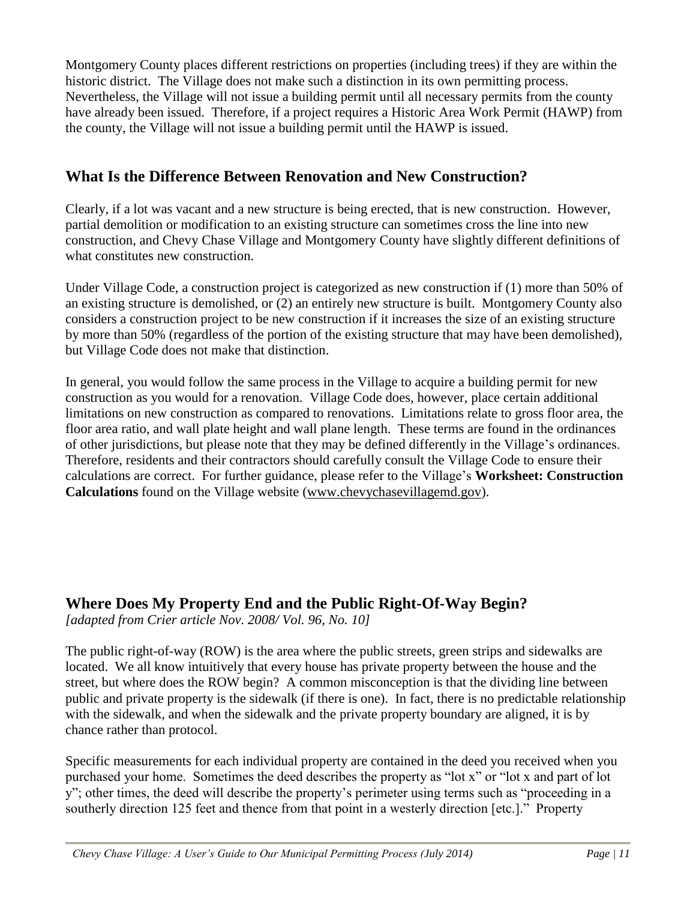Montgomery County places different restrictions on properties (including trees) if they are within the historic district. The Village does not make such a distinction in its own permitting process. Nevertheless, the Village will not issue a building permit until all necessary permits from the county have already been issued. Therefore, if a project requires a Historic Area Work Permit (HAWP) from the county, the Village will not issue a building permit until the HAWP is issued.

## What Is the Difference Between Renovation and New Construction?

Clearly, if a lot was vacant and a new structure is being erected, that is new construction. However, partial demolition or modification to an existing structure can sometimes cross the line into new construction, and Chevy Chase Village and Montgomery County have slightly different definitions of what constitutes new construction.

Under Village Code, a construction project is categorized as new construction if (1) more than 50% of an existing structure is demolished, or (2) an entirely new structure is built. Montgomery County also considers a construction project to be new construction if it increases the size of an existing structure by more than 50% (regardless of the portion of the existing structure that may have been demolished), but Village Code does not make that distinction.

In general, you would follow the same process in the Village to acquire a building permit for new construction as you would for a renovation. Village Code does, however, place certain additional limitations on new construction as compared to renovations. Limitations relate to gross floor area, the floor area ratio, and wall plate height and wall plane length. These terms are found in the ordinances of other jurisdictions, but please note that they may be defined differently in the Village's ordinances. Therefore, residents and their contractors should carefully consult the Village Code to ensure their calculations are correct. For further guidance, please refer to the Village's **Worksheet: Construction Calculations** found on the Village website (www.chevychasevillagemd.gov).

## Where Does My Property End and the Public Right-Of-Way Begin?

*[adapted from Crier article Nov. 2008/ Vol. 96, No. 10]*

The public right-of-way (ROW) is the area where the public streets, green strips and sidewalks are located. We all know intuitively that every house has private property between the house and the street, but where does the ROW begin? A common misconception is that the dividing line between public and private property is the sidewalk (if there is one). In fact, there is no predictable relationship with the sidewalk, and when the sidewalk and the private property boundary are aligned, it is by chance rather than protocol.

Specific measurements for each individual property are contained in the deed you received when you purchased your home. Sometimes the deed describes the property as "lot x" or "lot x and part of lot y"; other times, the deed will describe the property's perimeter using terms such as "proceeding in a southerly direction 125 feet and thence from that point in a westerly direction [etc.]." Property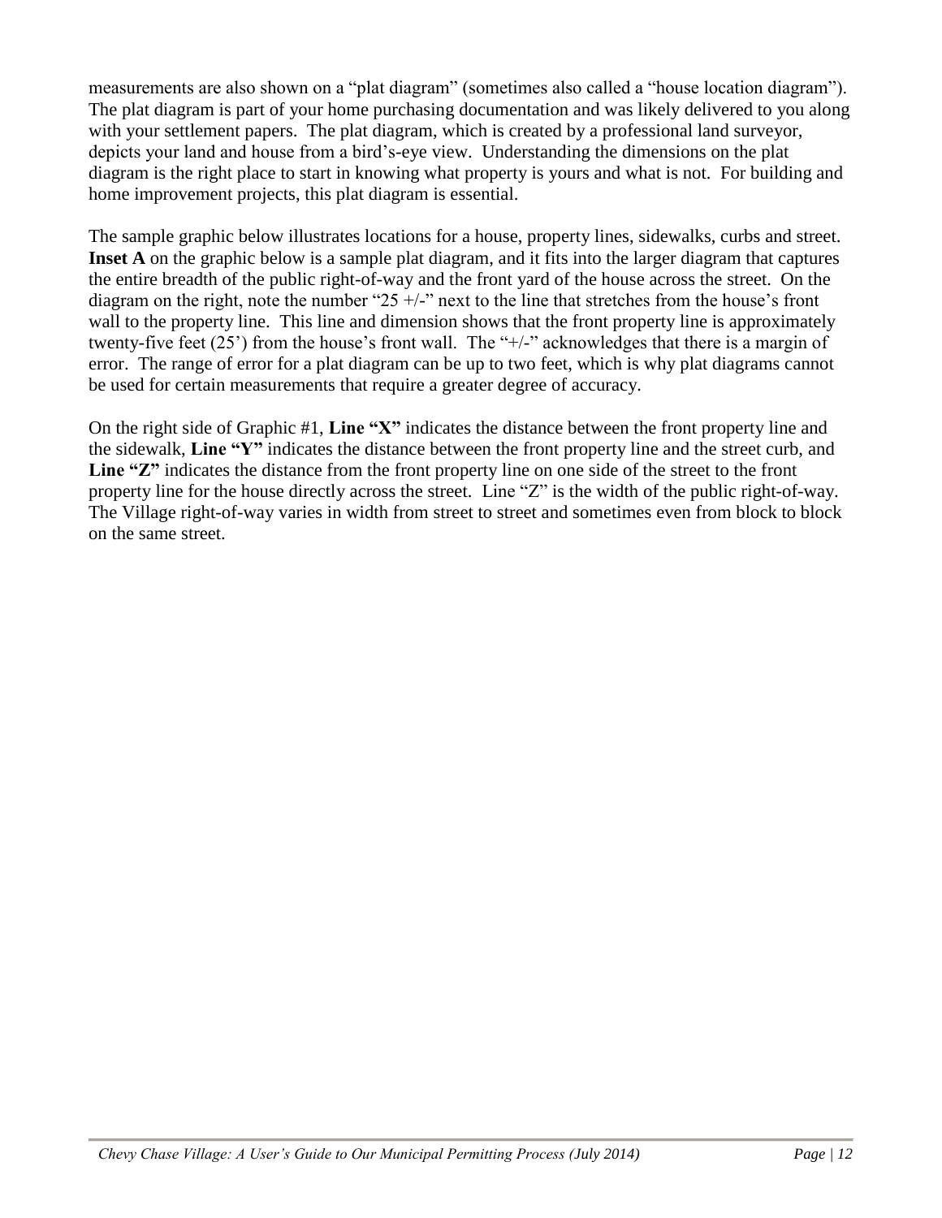measurements are also shown on a "plat diagram" (sometimes also called a "house location diagram"). The plat diagram is part of your home purchasing documentation and was likely delivered to you along with your settlement papers. The plat diagram, which is created by a professional land surveyor, depicts your land and house from a bird's-eye view. Understanding the dimensions on the plat diagram is the right place to start in knowing what property is yours and what is not. For building and home improvement projects, this plat diagram is essential.

The sample graphic below illustrates locations for a house, property lines, sidewalks, curbs and street. **Inset A** on the graphic below is a sample plat diagram, and it fits into the larger diagram that captures the entire breadth of the public right-of-way and the front yard of the house across the street. On the diagram on the right, note the number "25 +/-" next to the line that stretches from the house's front wall to the property line. This line and dimension shows that the front property line is approximately twenty-five feet (25') from the house's front wall. The "+/-" acknowledges that there is a margin of error. The range of error for a plat diagram can be up to two feet, which is why plat diagrams cannot be used for certain measurements that require a greater degree of accuracy.

On the right side of Graphic #1, **Line "X"** indicates the distance between the front property line and the sidewalk, **Line "Y"** indicates the distance between the front property line and the street curb, and **Line "Z"** indicates the distance from the front property line on one side of the street to the front property line for the house directly across the street. Line "Z" is the width of the public right-of-way. The Village right-of-way varies in width from street to street and sometimes even from block to block on the same street.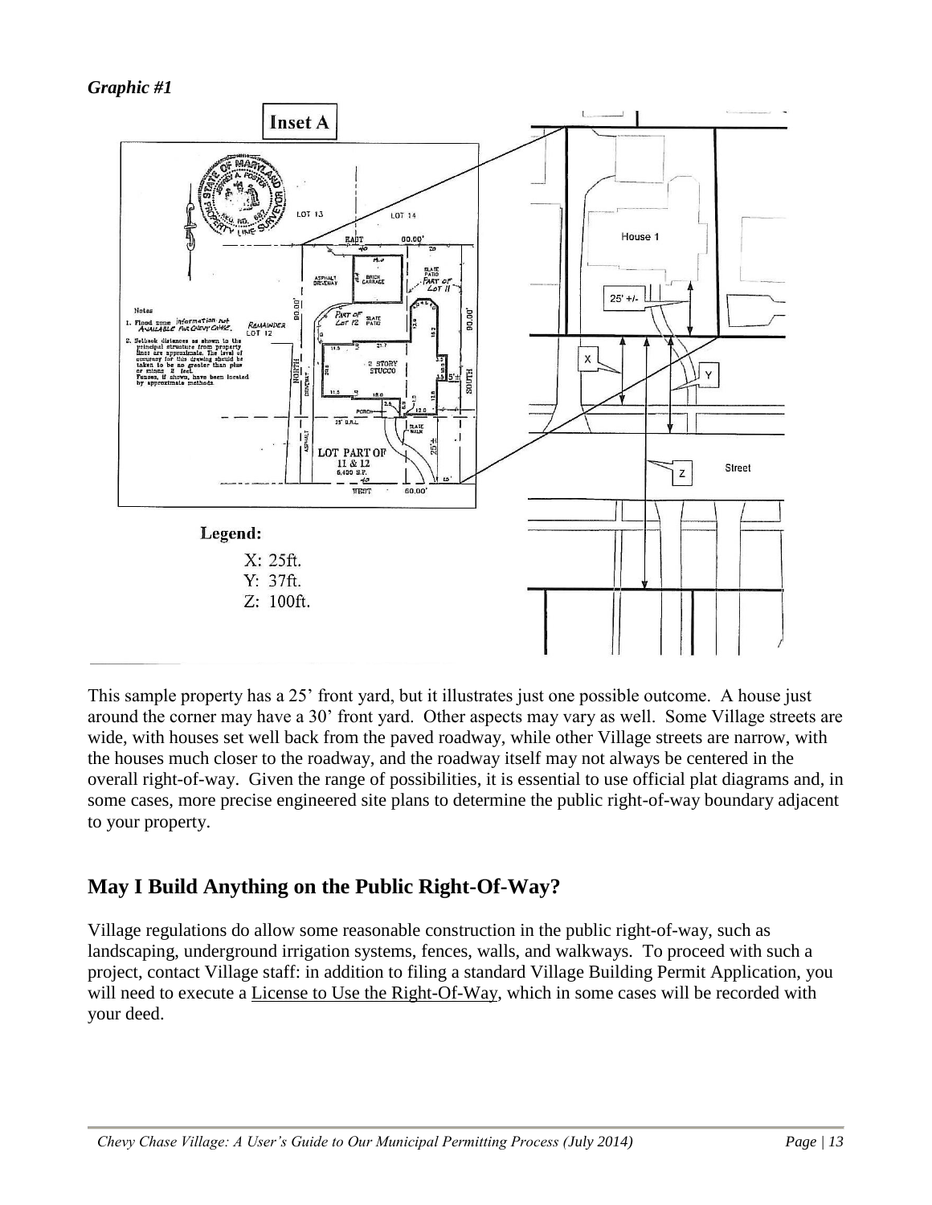*Graphic #1*

**Legend:**

X: 25ft.
Y: 37ft.
Z: 100ft.

This sample property has a 25' front yard, but it illustrates just one possible outcome. A house just around the corner may have a 30' front yard. Other aspects may vary as well. Some Village streets are wide, with houses set well back from the paved roadway, while other Village streets are narrow, with the houses much closer to the roadway, and the roadway itself may not always be centered in the overall right-of-way. Given the range of possibilities, it is essential to use official plat diagrams and, in some cases, more precise engineered site plans to determine the public right-of-way boundary adjacent to your property.

## May I Build Anything on the Public Right-Of-Way?

Village regulations do allow some reasonable construction in the public right-of-way, such as landscaping, underground irrigation systems, fences, walls, and walkways. To proceed with such a project, contact Village staff: in addition to filing a standard Village Building Permit Application, you will need to execute a License to Use the Right-Of-Way, which in some cases will be recorded with your deed.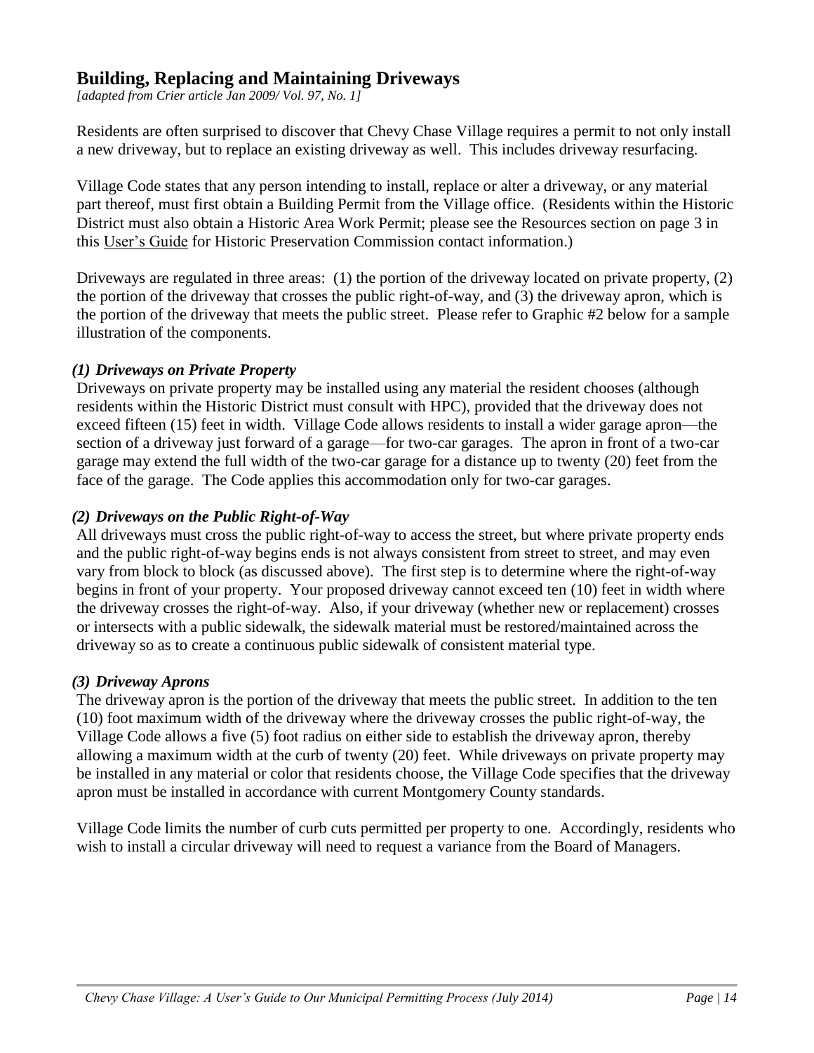## Building, Replacing and Maintaining Driveways

*[adapted from Crier article Jan 2009/ Vol. 97, No. 1]*

Residents are often surprised to discover that Chevy Chase Village requires a permit to not only install a new driveway, but to replace an existing driveway as well. This includes driveway resurfacing.

Village Code states that any person intending to install, replace or alter a driveway, or any material part thereof, must first obtain a Building Permit from the Village office. (Residents within the Historic District must also obtain a Historic Area Work Permit; please see the Resources section on page 3 in this User's Guide for Historic Preservation Commission contact information.)

Driveways are regulated in three areas: (1) the portion of the driveway located on private property, (2) the portion of the driveway that crosses the public right-of-way, and (3) the driveway apron, which is the portion of the driveway that meets the public street. Please refer to Graphic #2 below for a sample illustration of the components.

### *(1) Driveways on Private Property*

Driveways on private property may be installed using any material the resident chooses (although residents within the Historic District must consult with HPC), provided that the driveway does not exceed fifteen (15) feet in width. Village Code allows residents to install a wider garage apron—the section of a driveway just forward of a garage—for two-car garages. The apron in front of a two-car garage may extend the full width of the two-car garage for a distance up to twenty (20) feet from the face of the garage. The Code applies this accommodation only for two-car garages.

### *(2) Driveways on the Public Right-of-Way*

All driveways must cross the public right-of-way to access the street, but where private property ends and the public right-of-way begins ends is not always consistent from street to street, and may even vary from block to block (as discussed above). The first step is to determine where the right-of-way begins in front of your property. Your proposed driveway cannot exceed ten (10) feet in width where the driveway crosses the right-of-way. Also, if your driveway (whether new or replacement) crosses or intersects with a public sidewalk, the sidewalk material must be restored/maintained across the driveway so as to create a continuous public sidewalk of consistent material type.

### *(3) Driveway Aprons*

The driveway apron is the portion of the driveway that meets the public street. In addition to the ten (10) foot maximum width of the driveway where the driveway crosses the public right-of-way, the Village Code allows a five (5) foot radius on either side to establish the driveway apron, thereby allowing a maximum width at the curb of twenty (20) feet. While driveways on private property may be installed in any material or color that residents choose, the Village Code specifies that the driveway apron must be installed in accordance with current Montgomery County standards.

Village Code limits the number of curb cuts permitted per property to one. Accordingly, residents who wish to install a circular driveway will need to request a variance from the Board of Managers.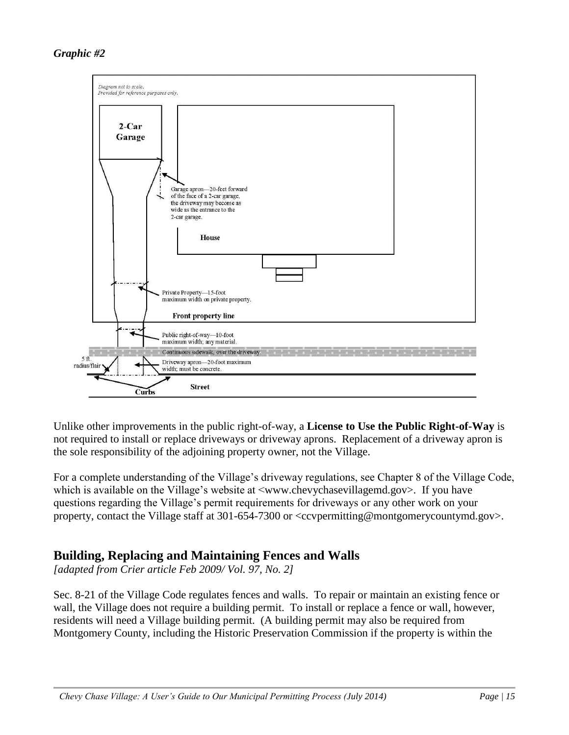*Graphic #2*

Diagram not to scale.
Provided for reference purposes only.

2-Car Garage

Garage apron—20-feet forward of the face of a 2-car garage, the driveway may become as wide as the entrance to the 2-car garage.

House

Private Property—15-foot maximum width on private property.

Front property line

Public right-of-way—10-foot maximum width; any material.

Continuous sidewalk, over the driveway.

5 ft. radius/flair

Driveway apron—20-foot maximum width; must be concrete.

Curbs

Street

Unlike other improvements in the public right-of-way, a **License to Use the Public Right-of-Way** is not required to install or replace driveways or driveway aprons. Replacement of a driveway apron is the sole responsibility of the adjoining property owner, not the Village.

For a complete understanding of the Village's driveway regulations, see Chapter 8 of the Village Code, which is available on the Village's website at <www.chevychasevillagemd.gov>. If you have questions regarding the Village's permit requirements for driveways or any other work on your property, contact the Village staff at 301-654-7300 or <ccvpermitting@montgomerycountymd.gov>.

## Building, Replacing and Maintaining Fences and Walls

*[adapted from Crier article Feb 2009/ Vol. 97, No. 2]*

Sec. 8-21 of the Village Code regulates fences and walls. To repair or maintain an existing fence or wall, the Village does not require a building permit. To install or replace a fence or wall, however, residents will need a Village building permit. (A building permit may also be required from Montgomery County, including the Historic Preservation Commission if the property is within the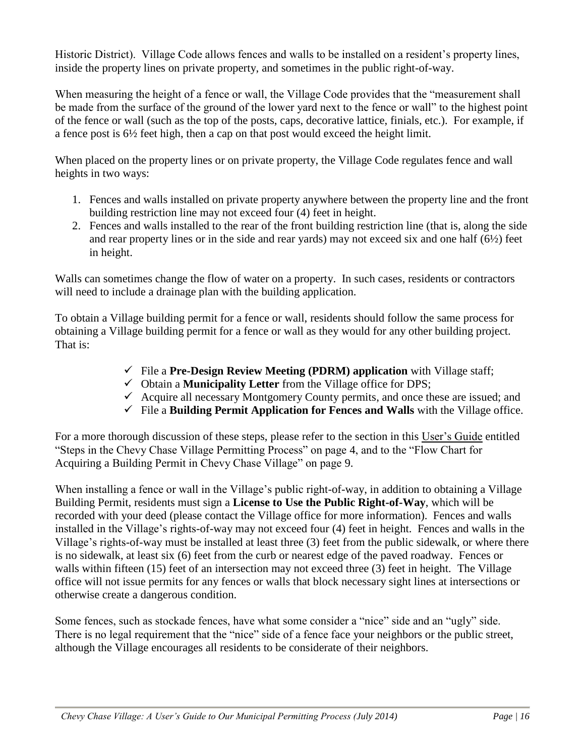Historic District). Village Code allows fences and walls to be installed on a resident's property lines, inside the property lines on private property, and sometimes in the public right-of-way.

When measuring the height of a fence or wall, the Village Code provides that the "measurement shall be made from the surface of the ground of the lower yard next to the fence or wall" to the highest point of the fence or wall (such as the top of the posts, caps, decorative lattice, finials, etc.). For example, if a fence post is 6½ feet high, then a cap on that post would exceed the height limit.

When placed on the property lines or on private property, the Village Code regulates fence and wall heights in two ways:

1. Fences and walls installed on private property anywhere between the property line and the front building restriction line may not exceed four (4) feet in height.
2. Fences and walls installed to the rear of the front building restriction line (that is, along the side and rear property lines or in the side and rear yards) may not exceed six and one half (6½) feet in height.

Walls can sometimes change the flow of water on a property. In such cases, residents or contractors will need to include a drainage plan with the building application.

To obtain a Village building permit for a fence or wall, residents should follow the same process for obtaining a Village building permit for a fence or wall as they would for any other building project. That is:

- ✓ File a **Pre-Design Review Meeting (PDRM) application** with Village staff;
- ✓ Obtain a **Municipality Letter** from the Village office for DPS;
- ✓ Acquire all necessary Montgomery County permits, and once these are issued; and
- ✓ File a **Building Permit Application for Fences and Walls** with the Village office.

For a more thorough discussion of these steps, please refer to the section in this User's Guide entitled "Steps in the Chevy Chase Village Permitting Process" on page 4, and to the "Flow Chart for Acquiring a Building Permit in Chevy Chase Village" on page 9.

When installing a fence or wall in the Village's public right-of-way, in addition to obtaining a Village Building Permit, residents must sign a **License to Use the Public Right-of-Way**, which will be recorded with your deed (please contact the Village office for more information). Fences and walls installed in the Village's rights-of-way may not exceed four (4) feet in height. Fences and walls in the Village's rights-of-way must be installed at least three (3) feet from the public sidewalk, or where there is no sidewalk, at least six (6) feet from the curb or nearest edge of the paved roadway. Fences or walls within fifteen (15) feet of an intersection may not exceed three (3) feet in height. The Village office will not issue permits for any fences or walls that block necessary sight lines at intersections or otherwise create a dangerous condition.

Some fences, such as stockade fences, have what some consider a "nice" side and an "ugly" side. There is no legal requirement that the "nice" side of a fence face your neighbors or the public street, although the Village encourages all residents to be considerate of their neighbors.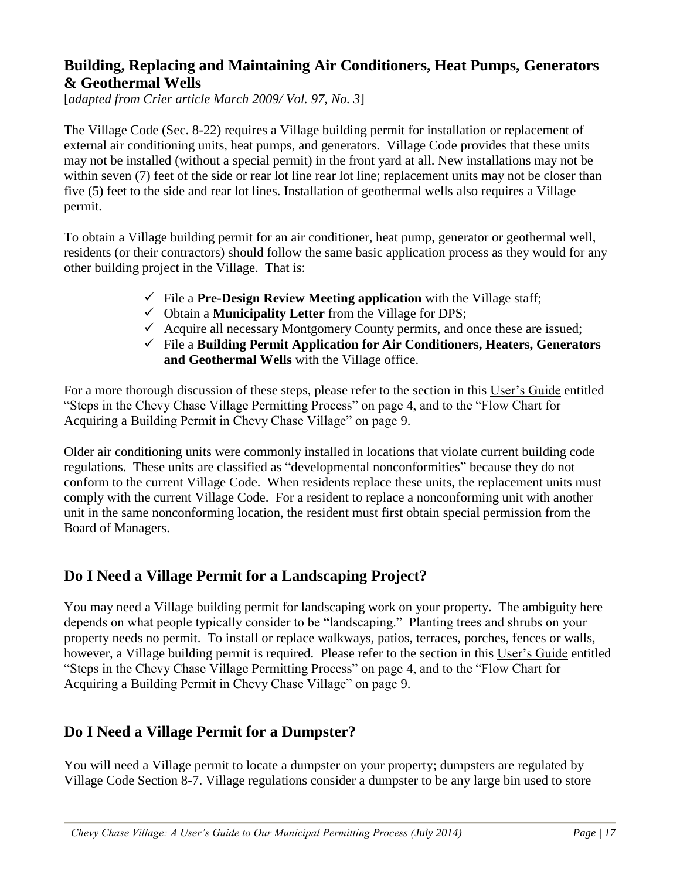## Building, Replacing and Maintaining Air Conditioners, Heat Pumps, Generators & Geothermal Wells

[*adapted from Crier article March 2009/ Vol. 97, No. 3*]

The Village Code (Sec. 8-22) requires a Village building permit for installation or replacement of external air conditioning units, heat pumps, and generators. Village Code provides that these units may not be installed (without a special permit) in the front yard at all. New installations may not be within seven (7) feet of the side or rear lot line rear lot line; replacement units may not be closer than five (5) feet to the side and rear lot lines. Installation of geothermal wells also requires a Village permit.

To obtain a Village building permit for an air conditioner, heat pump, generator or geothermal well, residents (or their contractors) should follow the same basic application process as they would for any other building project in the Village. That is:

- ✓ File a **Pre-Design Review Meeting application** with the Village staff;
- ✓ Obtain a **Municipality Letter** from the Village for DPS;
- ✓ Acquire all necessary Montgomery County permits, and once these are issued;
- ✓ File a **Building Permit Application for Air Conditioners, Heaters, Generators and Geothermal Wells** with the Village office.

For a more thorough discussion of these steps, please refer to the section in this User's Guide entitled "Steps in the Chevy Chase Village Permitting Process" on page 4, and to the "Flow Chart for Acquiring a Building Permit in Chevy Chase Village" on page 9.

Older air conditioning units were commonly installed in locations that violate current building code regulations. These units are classified as "developmental nonconformities" because they do not conform to the current Village Code. When residents replace these units, the replacement units must comply with the current Village Code. For a resident to replace a nonconforming unit with another unit in the same nonconforming location, the resident must first obtain special permission from the Board of Managers.

## Do I Need a Village Permit for a Landscaping Project?

You may need a Village building permit for landscaping work on your property. The ambiguity here depends on what people typically consider to be "landscaping." Planting trees and shrubs on your property needs no permit. To install or replace walkways, patios, terraces, porches, fences or walls, however, a Village building permit is required. Please refer to the section in this User's Guide entitled "Steps in the Chevy Chase Village Permitting Process" on page 4, and to the "Flow Chart for Acquiring a Building Permit in Chevy Chase Village" on page 9.

## Do I Need a Village Permit for a Dumpster?

You will need a Village permit to locate a dumpster on your property; dumpsters are regulated by Village Code Section 8-7. Village regulations consider a dumpster to be any large bin used to store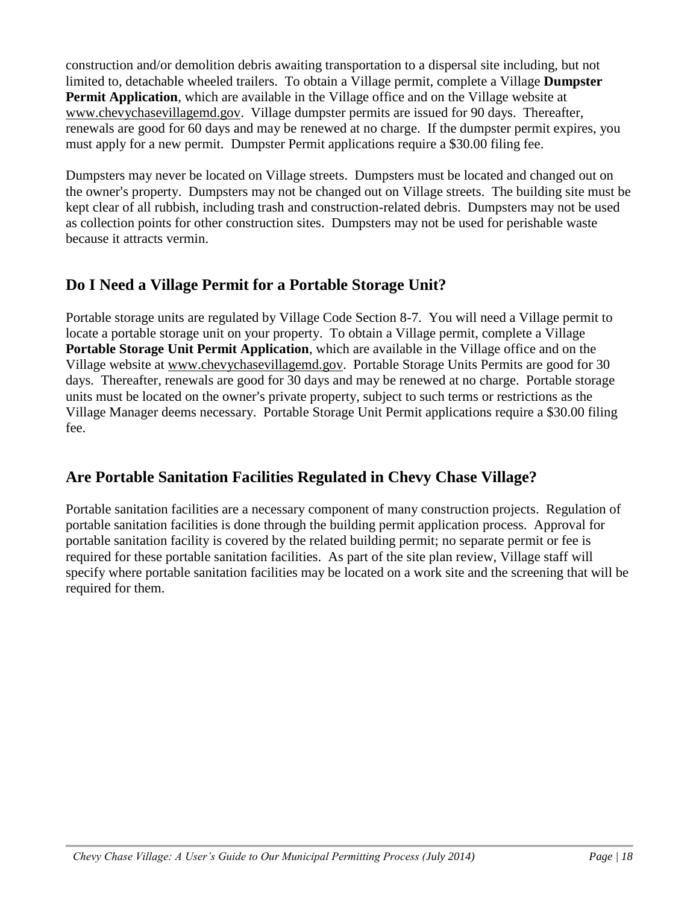construction and/or demolition debris awaiting transportation to a dispersal site including, but not limited to, detachable wheeled trailers. To obtain a Village permit, complete a Village **Dumpster Permit Application**, which are available in the Village office and on the Village website at www.chevychasevillagemd.gov. Village dumpster permits are issued for 90 days. Thereafter, renewals are good for 60 days and may be renewed at no charge. If the dumpster permit expires, you must apply for a new permit. Dumpster Permit applications require a $30.00 filing fee.

Dumpsters may never be located on Village streets. Dumpsters must be located and changed out on the owner's property. Dumpsters may not be changed out on Village streets. The building site must be kept clear of all rubbish, including trash and construction-related debris. Dumpsters may not be used as collection points for other construction sites. Dumpsters may not be used for perishable waste because it attracts vermin.

## Do I Need a Village Permit for a Portable Storage Unit?

Portable storage units are regulated by Village Code Section 8-7. You will need a Village permit to locate a portable storage unit on your property. To obtain a Village permit, complete a Village **Portable Storage Unit Permit Application**, which are available in the Village office and on the Village website at www.chevychasevillagemd.gov. Portable Storage Units Permits are good for 30 days. Thereafter, renewals are good for 30 days and may be renewed at no charge. Portable storage units must be located on the owner's private property, subject to such terms or restrictions as the Village Manager deems necessary. Portable Storage Unit Permit applications require a $30.00 filing fee.

## Are Portable Sanitation Facilities Regulated in Chevy Chase Village?

Portable sanitation facilities are a necessary component of many construction projects. Regulation of portable sanitation facilities is done through the building permit application process. Approval for portable sanitation facility is covered by the related building permit; no separate permit or fee is required for these portable sanitation facilities. As part of the site plan review, Village staff will specify where portable sanitation facilities may be located on a work site and the screening that will be required for them.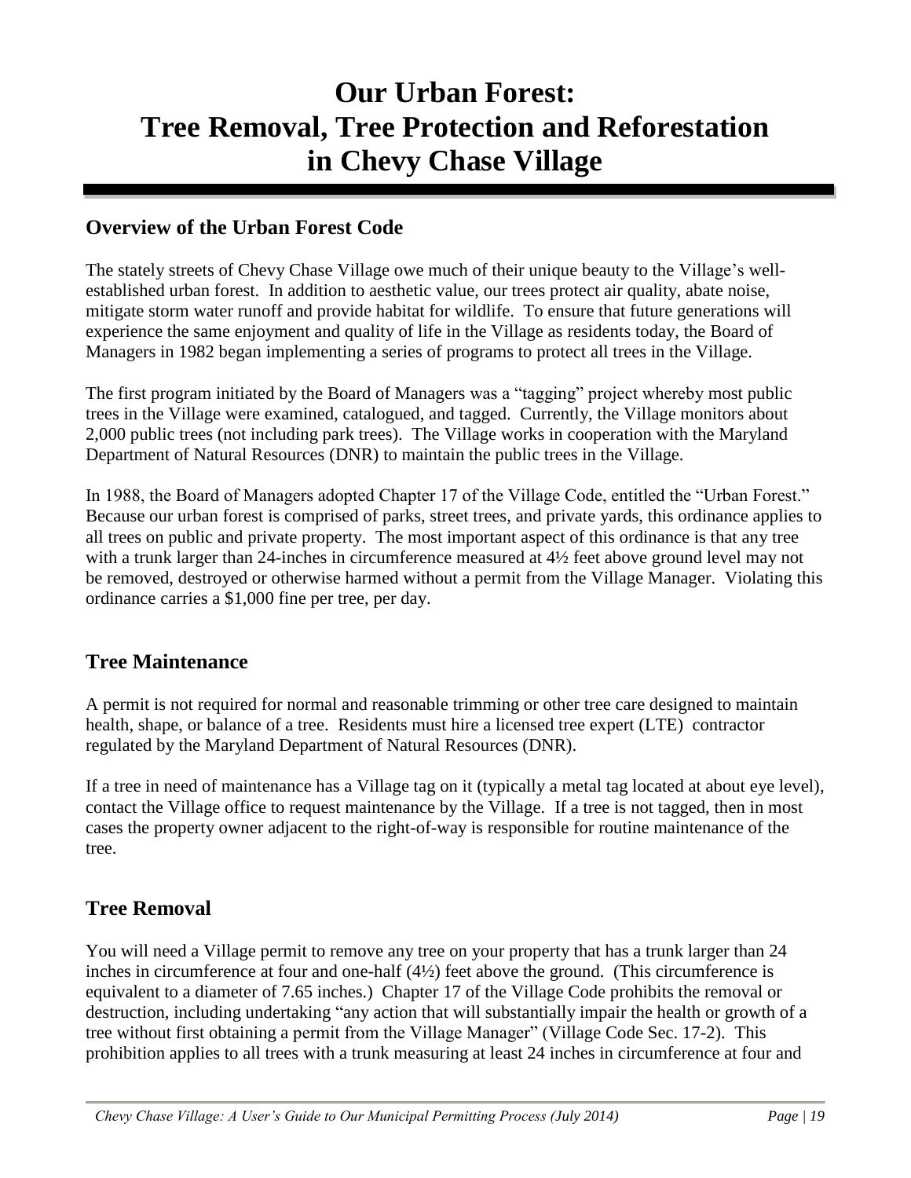# Our Urban Forest: Tree Removal, Tree Protection and Reforestation in Chevy Chase Village

## Overview of the Urban Forest Code

The stately streets of Chevy Chase Village owe much of their unique beauty to the Village's well-established urban forest. In addition to aesthetic value, our trees protect air quality, abate noise, mitigate storm water runoff and provide habitat for wildlife. To ensure that future generations will experience the same enjoyment and quality of life in the Village as residents today, the Board of Managers in 1982 began implementing a series of programs to protect all trees in the Village.

The first program initiated by the Board of Managers was a "tagging" project whereby most public trees in the Village were examined, catalogued, and tagged. Currently, the Village monitors about 2,000 public trees (not including park trees). The Village works in cooperation with the Maryland Department of Natural Resources (DNR) to maintain the public trees in the Village.

In 1988, the Board of Managers adopted Chapter 17 of the Village Code, entitled the "Urban Forest." Because our urban forest is comprised of parks, street trees, and private yards, this ordinance applies to all trees on public and private property. The most important aspect of this ordinance is that any tree with a trunk larger than 24-inches in circumference measured at 4½ feet above ground level may not be removed, destroyed or otherwise harmed without a permit from the Village Manager. Violating this ordinance carries a $1,000 fine per tree, per day.

## Tree Maintenance

A permit is not required for normal and reasonable trimming or other tree care designed to maintain health, shape, or balance of a tree. Residents must hire a licensed tree expert (LTE) contractor regulated by the Maryland Department of Natural Resources (DNR).

If a tree in need of maintenance has a Village tag on it (typically a metal tag located at about eye level), contact the Village office to request maintenance by the Village. If a tree is not tagged, then in most cases the property owner adjacent to the right-of-way is responsible for routine maintenance of the tree.

## Tree Removal

You will need a Village permit to remove any tree on your property that has a trunk larger than 24 inches in circumference at four and one-half (4½) feet above the ground. (This circumference is equivalent to a diameter of 7.65 inches.) Chapter 17 of the Village Code prohibits the removal or destruction, including undertaking "any action that will substantially impair the health or growth of a tree without first obtaining a permit from the Village Manager" (Village Code Sec. 17-2). This prohibition applies to all trees with a trunk measuring at least 24 inches in circumference at four and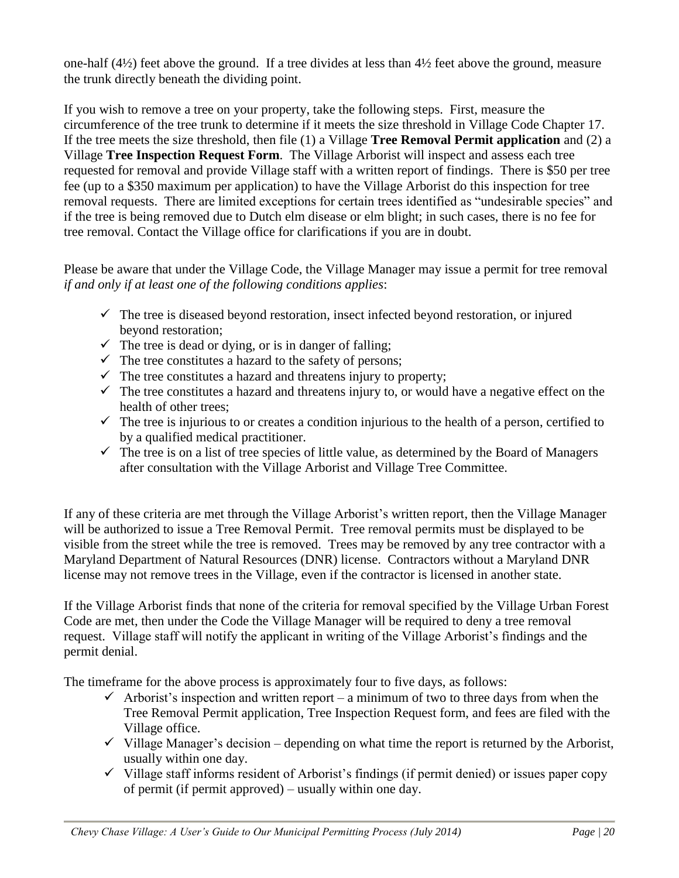one-half (4½) feet above the ground. If a tree divides at less than 4½ feet above the ground, measure the trunk directly beneath the dividing point.

If you wish to remove a tree on your property, take the following steps. First, measure the circumference of the tree trunk to determine if it meets the size threshold in Village Code Chapter 17. If the tree meets the size threshold, then file (1) a Village **Tree Removal Permit application** and (2) a Village **Tree Inspection Request Form**. The Village Arborist will inspect and assess each tree requested for removal and provide Village staff with a written report of findings. There is $50 per tree fee (up to a $350 maximum per application) to have the Village Arborist do this inspection for tree removal requests. There are limited exceptions for certain trees identified as "undesirable species" and if the tree is being removed due to Dutch elm disease or elm blight; in such cases, there is no fee for tree removal. Contact the Village office for clarifications if you are in doubt.

Please be aware that under the Village Code, the Village Manager may issue a permit for tree removal *if and only if at least one of the following conditions applies*:

- ✓ The tree is diseased beyond restoration, insect infected beyond restoration, or injured beyond restoration;
- ✓ The tree is dead or dying, or is in danger of falling;
- ✓ The tree constitutes a hazard to the safety of persons;
- ✓ The tree constitutes a hazard and threatens injury to property;
- ✓ The tree constitutes a hazard and threatens injury to, or would have a negative effect on the health of other trees;
- ✓ The tree is injurious to or creates a condition injurious to the health of a person, certified to by a qualified medical practitioner.
- ✓ The tree is on a list of tree species of little value, as determined by the Board of Managers after consultation with the Village Arborist and Village Tree Committee.

If any of these criteria are met through the Village Arborist's written report, then the Village Manager will be authorized to issue a Tree Removal Permit. Tree removal permits must be displayed to be visible from the street while the tree is removed. Trees may be removed by any tree contractor with a Maryland Department of Natural Resources (DNR) license. Contractors without a Maryland DNR license may not remove trees in the Village, even if the contractor is licensed in another state.

If the Village Arborist finds that none of the criteria for removal specified by the Village Urban Forest Code are met, then under the Code the Village Manager will be required to deny a tree removal request. Village staff will notify the applicant in writing of the Village Arborist's findings and the permit denial.

The timeframe for the above process is approximately four to five days, as follows:

- ✓ Arborist's inspection and written report – a minimum of two to three days from when the Tree Removal Permit application, Tree Inspection Request form, and fees are filed with the Village office.
- ✓ Village Manager's decision – depending on what time the report is returned by the Arborist, usually within one day.
- ✓ Village staff informs resident of Arborist's findings (if permit denied) or issues paper copy of permit (if permit approved) – usually within one day.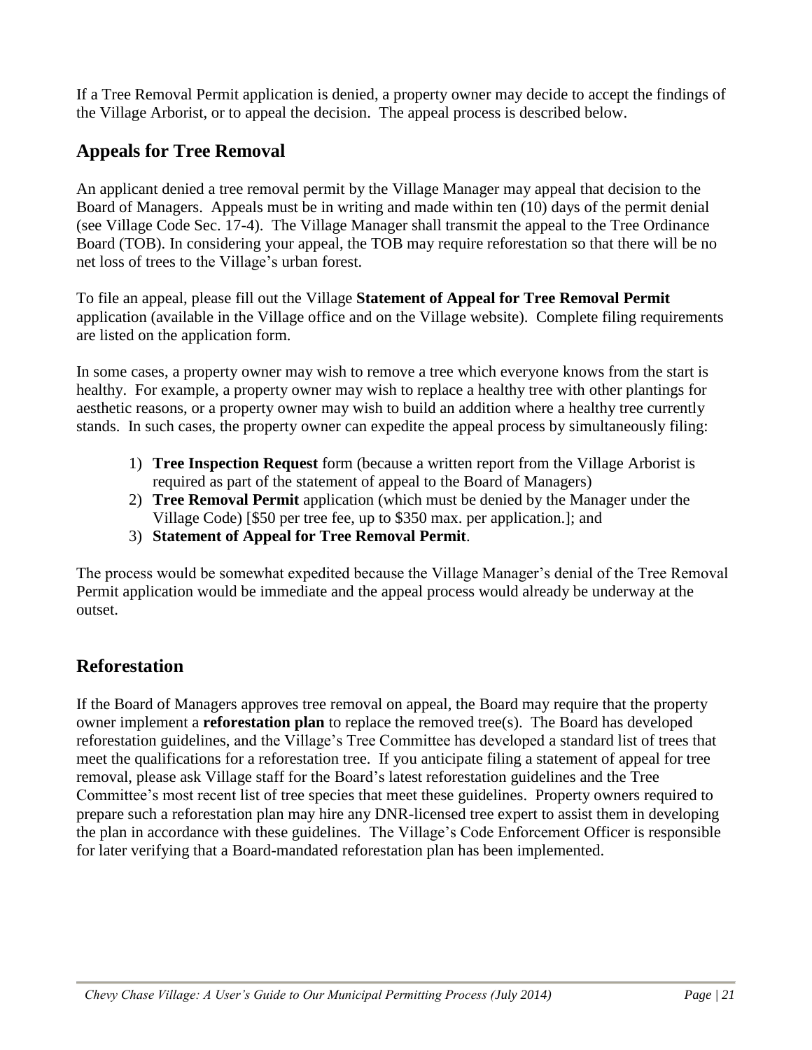If a Tree Removal Permit application is denied, a property owner may decide to accept the findings of the Village Arborist, or to appeal the decision. The appeal process is described below.

## Appeals for Tree Removal

An applicant denied a tree removal permit by the Village Manager may appeal that decision to the Board of Managers. Appeals must be in writing and made within ten (10) days of the permit denial (see Village Code Sec. 17-4). The Village Manager shall transmit the appeal to the Tree Ordinance Board (TOB). In considering your appeal, the TOB may require reforestation so that there will be no net loss of trees to the Village's urban forest.

To file an appeal, please fill out the Village **Statement of Appeal for Tree Removal Permit** application (available in the Village office and on the Village website). Complete filing requirements are listed on the application form.

In some cases, a property owner may wish to remove a tree which everyone knows from the start is healthy. For example, a property owner may wish to replace a healthy tree with other plantings for aesthetic reasons, or a property owner may wish to build an addition where a healthy tree currently stands. In such cases, the property owner can expedite the appeal process by simultaneously filing:

1) **Tree Inspection Request** form (because a written report from the Village Arborist is required as part of the statement of appeal to the Board of Managers)
2) **Tree Removal Permit** application (which must be denied by the Manager under the Village Code) [$50 per tree fee, up to $350 max. per application.]; and
3) **Statement of Appeal for Tree Removal Permit**.

The process would be somewhat expedited because the Village Manager's denial of the Tree Removal Permit application would be immediate and the appeal process would already be underway at the outset.

## Reforestation

If the Board of Managers approves tree removal on appeal, the Board may require that the property owner implement a **reforestation plan** to replace the removed tree(s). The Board has developed reforestation guidelines, and the Village's Tree Committee has developed a standard list of trees that meet the qualifications for a reforestation tree. If you anticipate filing a statement of appeal for tree removal, please ask Village staff for the Board's latest reforestation guidelines and the Tree Committee's most recent list of tree species that meet these guidelines. Property owners required to prepare such a reforestation plan may hire any DNR-licensed tree expert to assist them in developing the plan in accordance with these guidelines. The Village's Code Enforcement Officer is responsible for later verifying that a Board-mandated reforestation plan has been implemented.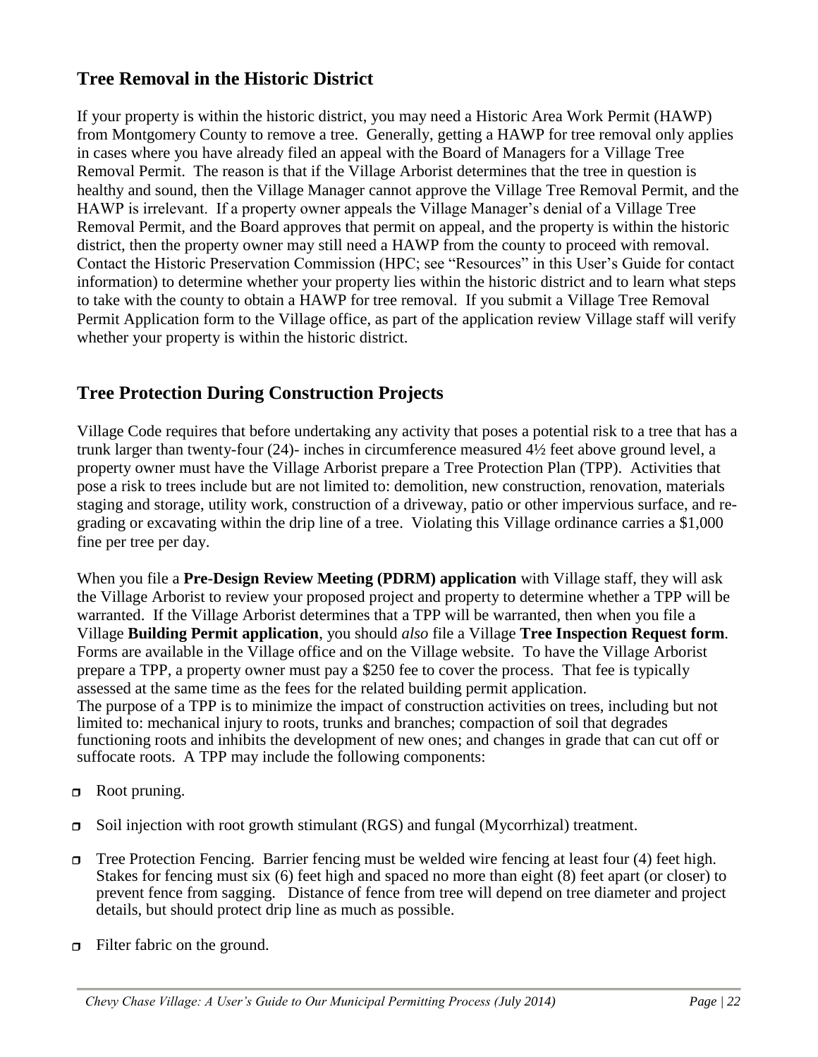## Tree Removal in the Historic District

If your property is within the historic district, you may need a Historic Area Work Permit (HAWP) from Montgomery County to remove a tree. Generally, getting a HAWP for tree removal only applies in cases where you have already filed an appeal with the Board of Managers for a Village Tree Removal Permit. The reason is that if the Village Arborist determines that the tree in question is healthy and sound, then the Village Manager cannot approve the Village Tree Removal Permit, and the HAWP is irrelevant. If a property owner appeals the Village Manager's denial of a Village Tree Removal Permit, and the Board approves that permit on appeal, and the property is within the historic district, then the property owner may still need a HAWP from the county to proceed with removal. Contact the Historic Preservation Commission (HPC; see "Resources" in this User's Guide for contact information) to determine whether your property lies within the historic district and to learn what steps to take with the county to obtain a HAWP for tree removal. If you submit a Village Tree Removal Permit Application form to the Village office, as part of the application review Village staff will verify whether your property is within the historic district.

## Tree Protection During Construction Projects

Village Code requires that before undertaking any activity that poses a potential risk to a tree that has a trunk larger than twenty-four (24)- inches in circumference measured 4½ feet above ground level, a property owner must have the Village Arborist prepare a Tree Protection Plan (TPP). Activities that pose a risk to trees include but are not limited to: demolition, new construction, renovation, materials staging and storage, utility work, construction of a driveway, patio or other impervious surface, and re-grading or excavating within the drip line of a tree. Violating this Village ordinance carries a $1,000 fine per tree per day.

When you file a **Pre-Design Review Meeting (PDRM) application** with Village staff, they will ask the Village Arborist to review your proposed project and property to determine whether a TPP will be warranted. If the Village Arborist determines that a TPP will be warranted, then when you file a Village **Building Permit application**, you should *also* file a Village **Tree Inspection Request form**. Forms are available in the Village office and on the Village website. To have the Village Arborist prepare a TPP, a property owner must pay a $250 fee to cover the process. That fee is typically assessed at the same time as the fees for the related building permit application.
The purpose of a TPP is to minimize the impact of construction activities on trees, including but not limited to: mechanical injury to roots, trunks and branches; compaction of soil that degrades functioning roots and inhibits the development of new ones; and changes in grade that can cut off or suffocate roots. A TPP may include the following components:

- Root pruning.
- Soil injection with root growth stimulant (RGS) and fungal (Mycorrhizal) treatment.
- Tree Protection Fencing. Barrier fencing must be welded wire fencing at least four (4) feet high. Stakes for fencing must six (6) feet high and spaced no more than eight (8) feet apart (or closer) to prevent fence from sagging. Distance of fence from tree will depend on tree diameter and project details, but should protect drip line as much as possible.
- Filter fabric on the ground.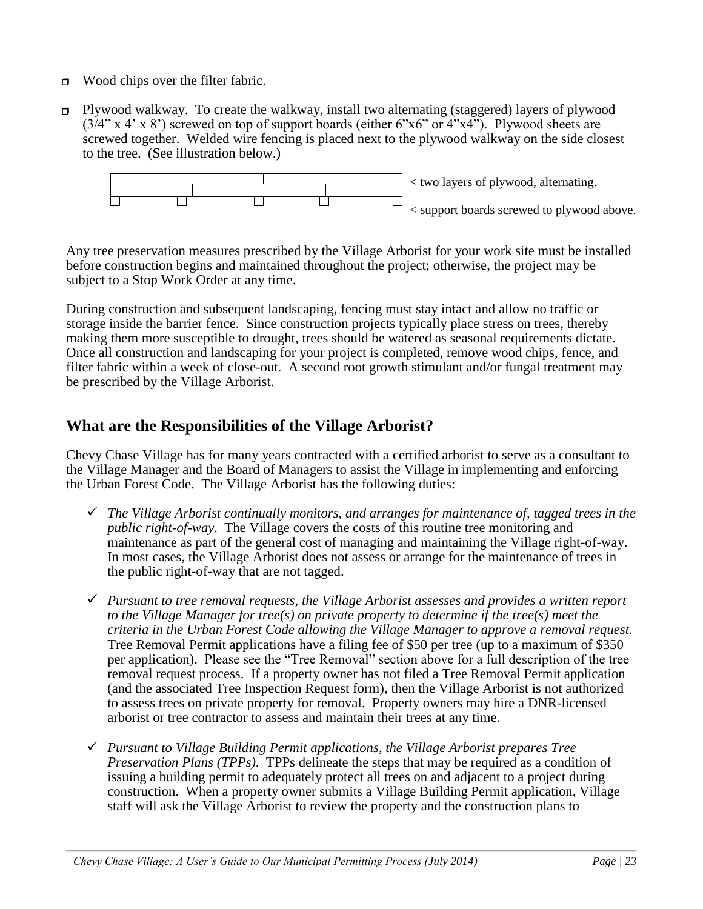- Wood chips over the filter fabric.
- Plywood walkway. To create the walkway, install two alternating (staggered) layers of plywood (3/4" x 4' x 8') screwed on top of support boards (either 6"x6" or 4"x4"). Plywood sheets are screwed together. Welded wire fencing is placed next to the plywood walkway on the side closest to the tree. (See illustration below.)

< two layers of plywood, alternating.

< support boards screwed to plywood above.

Any tree preservation measures prescribed by the Village Arborist for your work site must be installed before construction begins and maintained throughout the project; otherwise, the project may be subject to a Stop Work Order at any time.

During construction and subsequent landscaping, fencing must stay intact and allow no traffic or storage inside the barrier fence. Since construction projects typically place stress on trees, thereby making them more susceptible to drought, trees should be watered as seasonal requirements dictate. Once all construction and landscaping for your project is completed, remove wood chips, fence, and filter fabric within a week of close-out. A second root growth stimulant and/or fungal treatment may be prescribed by the Village Arborist.

## What are the Responsibilities of the Village Arborist?

Chevy Chase Village has for many years contracted with a certified arborist to serve as a consultant to the Village Manager and the Board of Managers to assist the Village in implementing and enforcing the Urban Forest Code. The Village Arborist has the following duties:

- ✓ *The Village Arborist continually monitors, and arranges for maintenance of, tagged trees in the public right-of-way.* The Village covers the costs of this routine tree monitoring and maintenance as part of the general cost of managing and maintaining the Village right-of-way. In most cases, the Village Arborist does not assess or arrange for the maintenance of trees in the public right-of-way that are not tagged.
- ✓ *Pursuant to tree removal requests, the Village Arborist assesses and provides a written report to the Village Manager for tree(s) on private property to determine if the tree(s) meet the criteria in the Urban Forest Code allowing the Village Manager to approve a removal request.* Tree Removal Permit applications have a filing fee of $50 per tree (up to a maximum of $350 per application). Please see the "Tree Removal" section above for a full description of the tree removal request process. If a property owner has not filed a Tree Removal Permit application (and the associated Tree Inspection Request form), then the Village Arborist is not authorized to assess trees on private property for removal. Property owners may hire a DNR-licensed arborist or tree contractor to assess and maintain their trees at any time.
- ✓ *Pursuant to Village Building Permit applications, the Village Arborist prepares Tree Preservation Plans (TPPs).* TPPs delineate the steps that may be required as a condition of issuing a building permit to adequately protect all trees on and adjacent to a project during construction. When a property owner submits a Village Building Permit application, Village staff will ask the Village Arborist to review the property and the construction plans to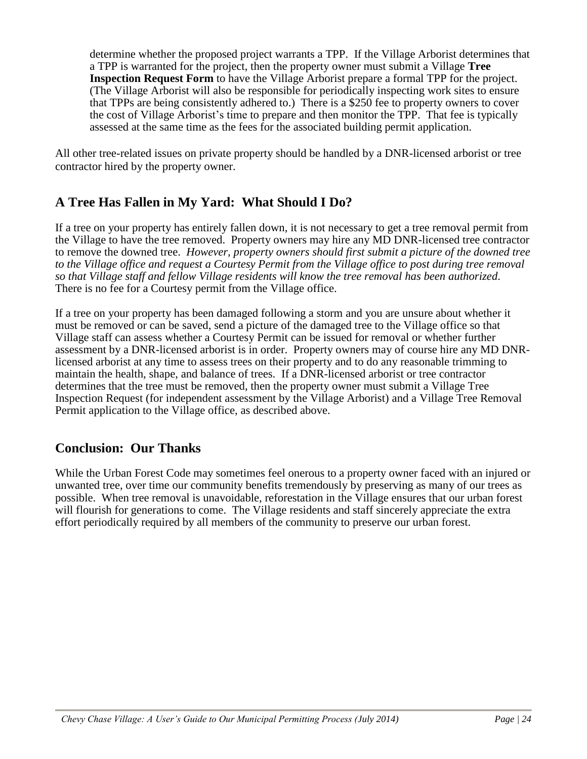determine whether the proposed project warrants a TPP. If the Village Arborist determines that a TPP is warranted for the project, then the property owner must submit a Village **Tree Inspection Request Form** to have the Village Arborist prepare a formal TPP for the project. (The Village Arborist will also be responsible for periodically inspecting work sites to ensure that TPPs are being consistently adhered to.) There is a $250 fee to property owners to cover the cost of Village Arborist's time to prepare and then monitor the TPP. That fee is typically assessed at the same time as the fees for the associated building permit application.

All other tree-related issues on private property should be handled by a DNR-licensed arborist or tree contractor hired by the property owner.

## A Tree Has Fallen in My Yard: What Should I Do?

If a tree on your property has entirely fallen down, it is not necessary to get a tree removal permit from the Village to have the tree removed. Property owners may hire any MD DNR-licensed tree contractor to remove the downed tree. *However, property owners should first submit a picture of the downed tree to the Village office and request a Courtesy Permit from the Village office to post during tree removal so that Village staff and fellow Village residents will know the tree removal has been authorized.* There is no fee for a Courtesy permit from the Village office.

If a tree on your property has been damaged following a storm and you are unsure about whether it must be removed or can be saved, send a picture of the damaged tree to the Village office so that Village staff can assess whether a Courtesy Permit can be issued for removal or whether further assessment by a DNR-licensed arborist is in order. Property owners may of course hire any MD DNR-licensed arborist at any time to assess trees on their property and to do any reasonable trimming to maintain the health, shape, and balance of trees. If a DNR-licensed arborist or tree contractor determines that the tree must be removed, then the property owner must submit a Village Tree Inspection Request (for independent assessment by the Village Arborist) and a Village Tree Removal Permit application to the Village office, as described above.

## Conclusion: Our Thanks

While the Urban Forest Code may sometimes feel onerous to a property owner faced with an injured or unwanted tree, over time our community benefits tremendously by preserving as many of our trees as possible. When tree removal is unavoidable, reforestation in the Village ensures that our urban forest will flourish for generations to come. The Village residents and staff sincerely appreciate the extra effort periodically required by all members of the community to preserve our urban forest.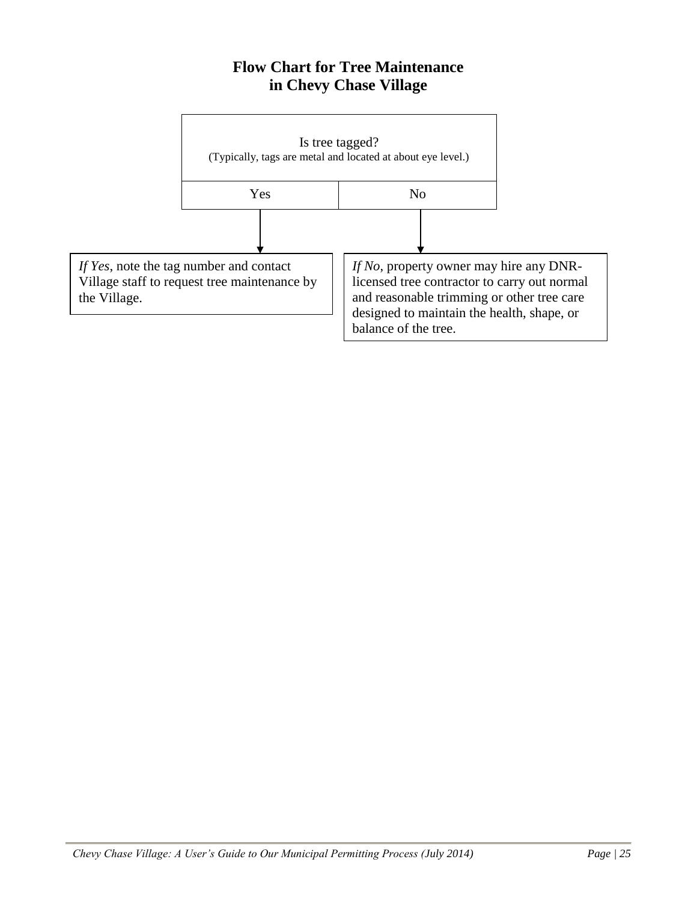# Flow Chart for Tree Maintenance in Chevy Chase Village

| Is tree tagged? (Typically, tags are metal and located at about eye level.) | |
|---|---|
| Yes | No |

*If Yes*, note the tag number and contact Village staff to request tree maintenance by the Village.

*If No*, property owner may hire any DNR-licensed tree contractor to carry out normal and reasonable trimming or other tree care designed to maintain the health, shape, or balance of the tree.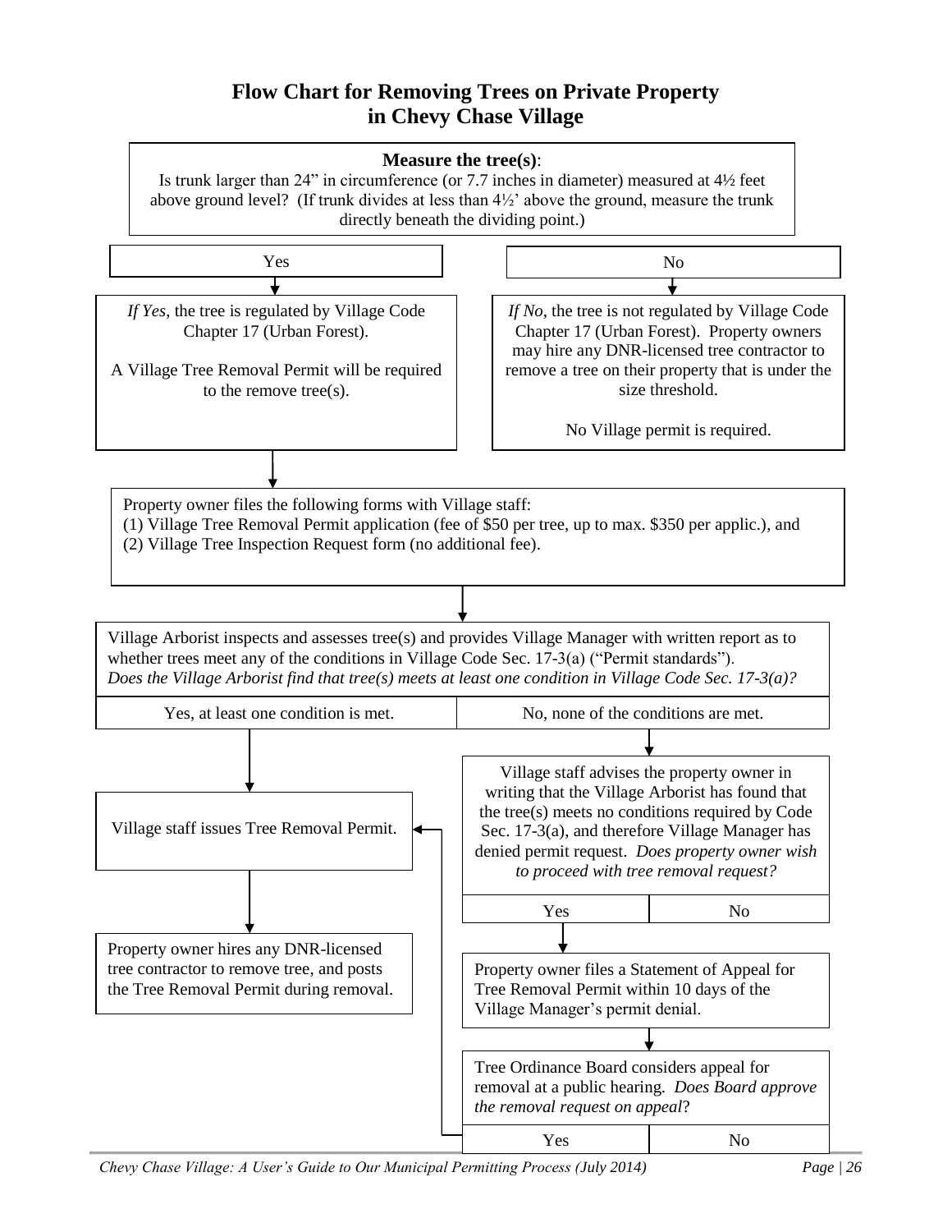# Flow Chart for Removing Trees on Private Property in Chevy Chase Village

**Measure the tree(s)**:
Is trunk larger than 24" in circumference (or 7.7 inches in diameter) measured at 4½ feet above ground level? (If trunk divides at less than 4½' above the ground, measure the trunk directly beneath the dividing point.)

**Yes**

*If Yes*, the tree is regulated by Village Code Chapter 17 (Urban Forest).

A Village Tree Removal Permit will be required to the remove tree(s).

**No**

*If No*, the tree is not regulated by Village Code Chapter 17 (Urban Forest). Property owners may hire any DNR-licensed tree contractor to remove a tree on their property that is under the size threshold.

No Village permit is required.

---

Property owner files the following forms with Village staff:
(1) Village Tree Removal Permit application (fee of $50 per tree, up to max. $350 per applic.), and
(2) Village Tree Inspection Request form (no additional fee).

Village Arborist inspects and assesses tree(s) and provides Village Manager with written report as to whether trees meet any of the conditions in Village Code Sec. 17-3(a) ("Permit standards").
*Does the Village Arborist find that tree(s) meets at least one condition in Village Code Sec. 17-3(a)?*

| Yes, at least one condition is met. | No, none of the conditions are met. |
|---|---|

**Yes, at least one condition is met:**

Village staff issues Tree Removal Permit.

Property owner hires any DNR-licensed tree contractor to remove tree, and posts the Tree Removal Permit during removal.

**No, none of the conditions are met:**

Village staff advises the property owner in writing that the Village Arborist has found that the tree(s) meets no conditions required by Code Sec. 17-3(a), and therefore Village Manager has denied permit request. *Does property owner wish to proceed with tree removal request?*

| Yes | No |
|---|---|

**Yes:** Property owner files a Statement of Appeal for Tree Removal Permit within 10 days of the Village Manager's permit denial.

Tree Ordinance Board considers appeal for removal at a public hearing. *Does Board approve the removal request on appeal*?

| Yes | No |
|---|---|

**Yes:** → Village staff issues Tree Removal Permit.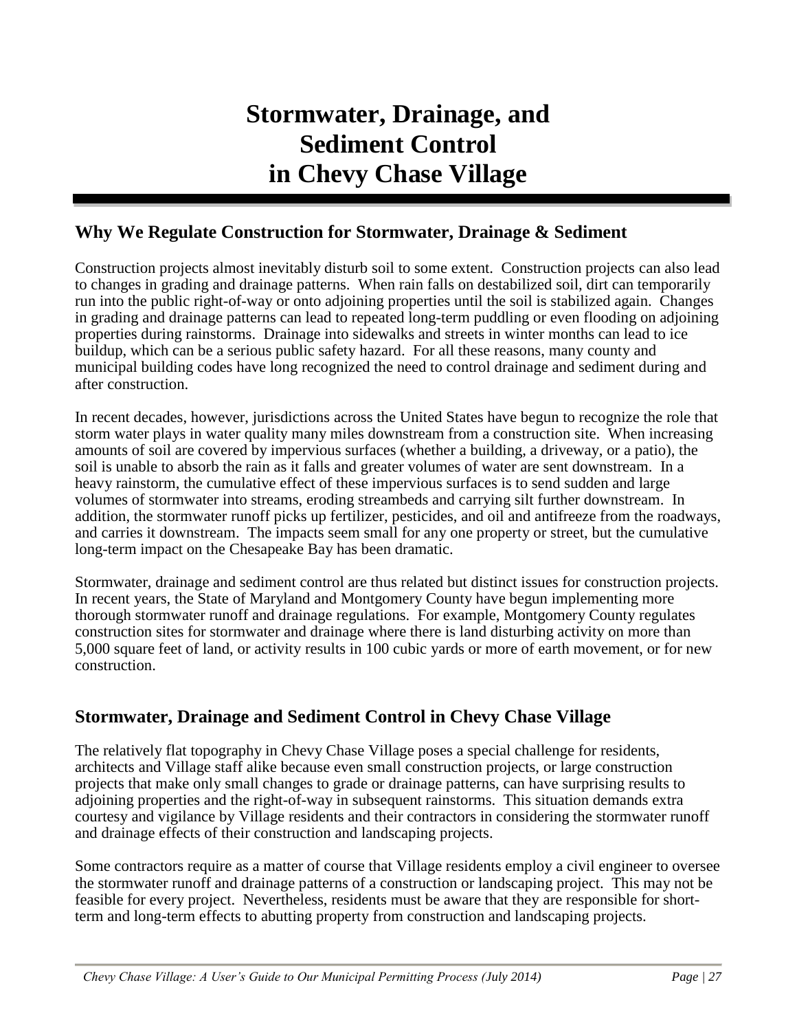# Stormwater, Drainage, and Sediment Control in Chevy Chase Village

## Why We Regulate Construction for Stormwater, Drainage & Sediment

Construction projects almost inevitably disturb soil to some extent. Construction projects can also lead to changes in grading and drainage patterns. When rain falls on destabilized soil, dirt can temporarily run into the public right-of-way or onto adjoining properties until the soil is stabilized again. Changes in grading and drainage patterns can lead to repeated long-term puddling or even flooding on adjoining properties during rainstorms. Drainage into sidewalks and streets in winter months can lead to ice buildup, which can be a serious public safety hazard. For all these reasons, many county and municipal building codes have long recognized the need to control drainage and sediment during and after construction.

In recent decades, however, jurisdictions across the United States have begun to recognize the role that storm water plays in water quality many miles downstream from a construction site. When increasing amounts of soil are covered by impervious surfaces (whether a building, a driveway, or a patio), the soil is unable to absorb the rain as it falls and greater volumes of water are sent downstream. In a heavy rainstorm, the cumulative effect of these impervious surfaces is to send sudden and large volumes of stormwater into streams, eroding streambeds and carrying silt further downstream. In addition, the stormwater runoff picks up fertilizer, pesticides, and oil and antifreeze from the roadways, and carries it downstream. The impacts seem small for any one property or street, but the cumulative long-term impact on the Chesapeake Bay has been dramatic.

Stormwater, drainage and sediment control are thus related but distinct issues for construction projects. In recent years, the State of Maryland and Montgomery County have begun implementing more thorough stormwater runoff and drainage regulations. For example, Montgomery County regulates construction sites for stormwater and drainage where there is land disturbing activity on more than 5,000 square feet of land, or activity results in 100 cubic yards or more of earth movement, or for new construction.

## Stormwater, Drainage and Sediment Control in Chevy Chase Village

The relatively flat topography in Chevy Chase Village poses a special challenge for residents, architects and Village staff alike because even small construction projects, or large construction projects that make only small changes to grade or drainage patterns, can have surprising results to adjoining properties and the right-of-way in subsequent rainstorms. This situation demands extra courtesy and vigilance by Village residents and their contractors in considering the stormwater runoff and drainage effects of their construction and landscaping projects.

Some contractors require as a matter of course that Village residents employ a civil engineer to oversee the stormwater runoff and drainage patterns of a construction or landscaping project. This may not be feasible for every project. Nevertheless, residents must be aware that they are responsible for short-term and long-term effects to abutting property from construction and landscaping projects.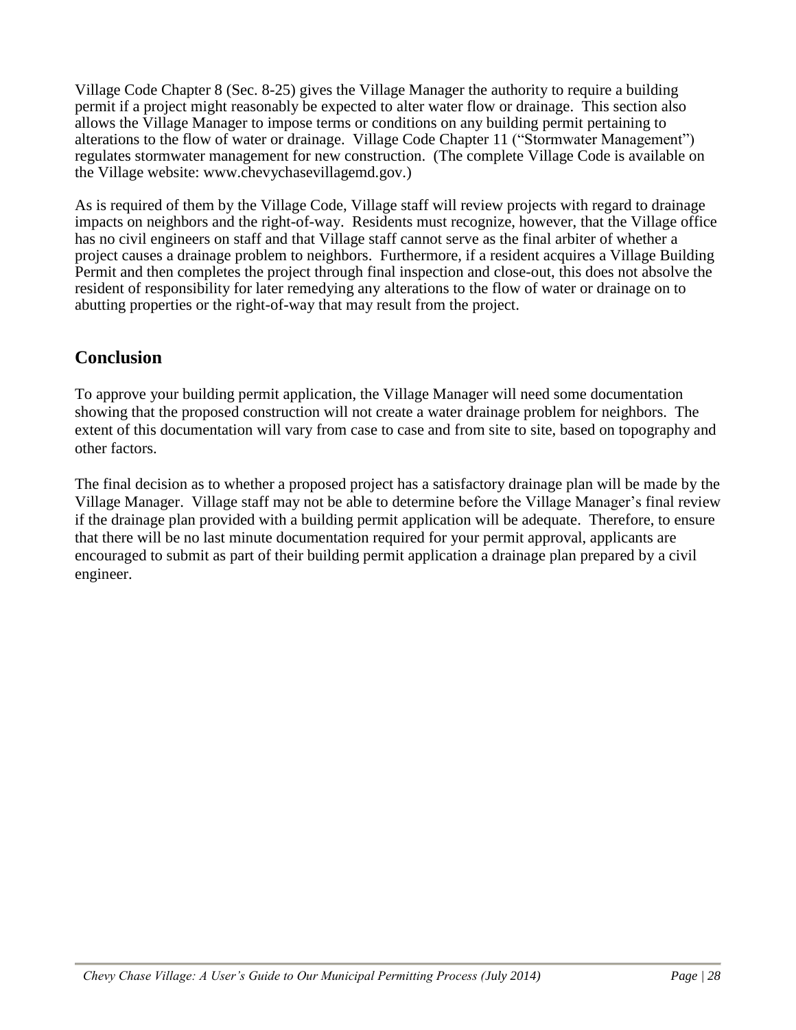Village Code Chapter 8 (Sec. 8-25) gives the Village Manager the authority to require a building permit if a project might reasonably be expected to alter water flow or drainage. This section also allows the Village Manager to impose terms or conditions on any building permit pertaining to alterations to the flow of water or drainage. Village Code Chapter 11 ("Stormwater Management") regulates stormwater management for new construction. (The complete Village Code is available on the Village website: www.chevychasevillagemd.gov.)

As is required of them by the Village Code, Village staff will review projects with regard to drainage impacts on neighbors and the right-of-way. Residents must recognize, however, that the Village office has no civil engineers on staff and that Village staff cannot serve as the final arbiter of whether a project causes a drainage problem to neighbors. Furthermore, if a resident acquires a Village Building Permit and then completes the project through final inspection and close-out, this does not absolve the resident of responsibility for later remedying any alterations to the flow of water or drainage on to abutting properties or the right-of-way that may result from the project.

## Conclusion

To approve your building permit application, the Village Manager will need some documentation showing that the proposed construction will not create a water drainage problem for neighbors. The extent of this documentation will vary from case to case and from site to site, based on topography and other factors.

The final decision as to whether a proposed project has a satisfactory drainage plan will be made by the Village Manager. Village staff may not be able to determine before the Village Manager's final review if the drainage plan provided with a building permit application will be adequate. Therefore, to ensure that there will be no last minute documentation required for your permit approval, applicants are encouraged to submit as part of their building permit application a drainage plan prepared by a civil engineer.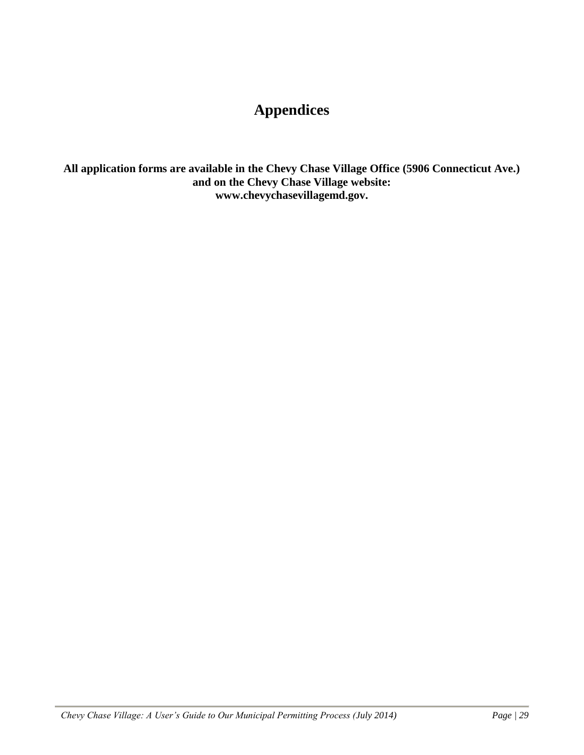# Appendices

**All application forms are available in the Chevy Chase Village Office (5906 Connecticut Ave.) and on the Chevy Chase Village website: www.chevychasevillagemd.gov.**